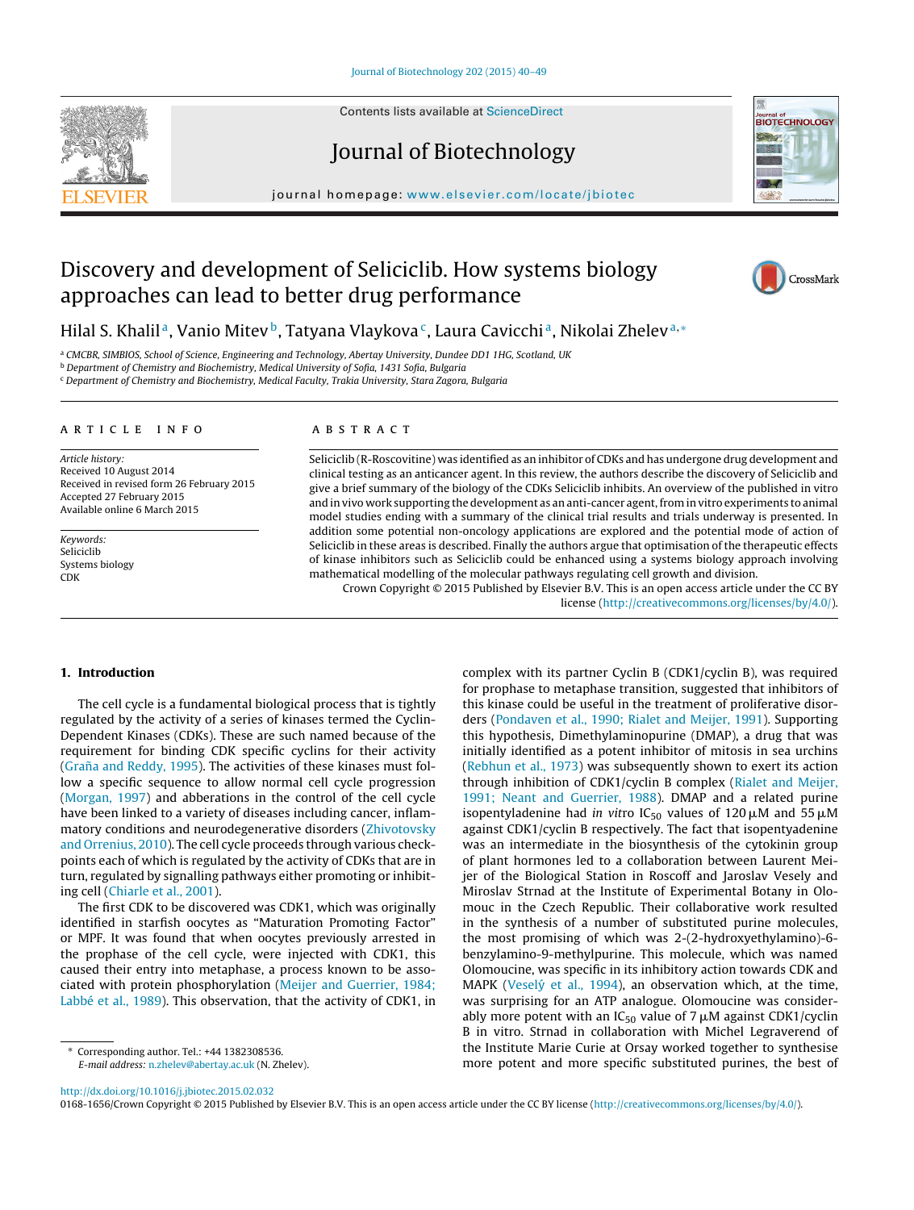# Discovery and development of Seliciclib. How systems biology approaches can lead to better drug performance

Hilal S. Khalil[a], Vanio Mitev[b], Tatyana Vlaykova[c], Laura Cavicchi[a], Nikolai Zhelev[a,*]

[a] CMCBR, SIMBIOS, School of Science, Engineering and Technology, Abertay University, Dundee DD1 1HG, Scotland, UK
[b] Department of Chemistry and Biochemistry, Medical University of Sofia, 1431 Sofia, Bulgaria
[c] Department of Chemistry and Biochemistry, Medical Faculty, Trakia University, Stara Zagora, Bulgaria

## ARTICLE INFO

*Article history:*
Received 10 August 2014
Received in revised form 26 February 2015
Accepted 27 February 2015
Available online 6 March 2015

*Keywords:*
Seliciclib
Systems biology
CDK

## ABSTRACT

Seliciclib (R-Roscovitine) was identified as an inhibitor of CDKs and has undergone drug development and clinical testing as an anticancer agent. In this review, the authors describe the discovery of Seliciclib and give a brief summary of the biology of the CDKs Seliciclib inhibits. An overview of the published in vitro and in vivo work supporting the development as an anti-cancer agent, from in vitro experiments to animal model studies ending with a summary of the clinical trial results and trials underway is presented. In addition some potential non-oncology applications are explored and the potential mode of action of Seliciclib in these areas is described. Finally the authors argue that optimisation of the therapeutic effects of kinase inhibitors such as Seliciclib could be enhanced using a systems biology approach involving mathematical modelling of the molecular pathways regulating cell growth and division.

Crown Copyright © 2015 Published by Elsevier B.V. This is an open access article under the CC BY license (http://creativecommons.org/licenses/by/4.0/).

## 1. Introduction

The cell cycle is a fundamental biological process that is tightly regulated by the activity of a series of kinases termed the Cyclin-Dependent Kinases (CDKs). These are such named because of the requirement for binding CDK specific cyclins for their activity (Graña and Reddy, 1995). The activities of these kinases must follow a specific sequence to allow normal cell cycle progression (Morgan, 1997) and abberations in the control of the cell cycle have been linked to a variety of diseases including cancer, inflammatory conditions and neurodegenerative disorders (Zhivotovsky and Orrenius, 2010). The cell cycle proceeds through various checkpoints each of which is regulated by the activity of CDKs that are in turn, regulated by signalling pathways either promoting or inhibiting cell (Chiarle et al., 2001).

The first CDK to be discovered was CDK1, which was originally identified in starfish oocytes as "Maturation Promoting Factor" or MPF. It was found that when oocytes previously arrested in the prophase of the cell cycle, were injected with CDK1, this caused their entry into metaphase, a process known to be associated with protein phosphorylation (Meijer and Guerrier, 1984; Labbé et al., 1989). This observation, that the activity of CDK1, in complex with its partner Cyclin B (CDK1/cyclin B), was required for prophase to metaphase transition, suggested that inhibitors of this kinase could be useful in the treatment of proliferative disorders (Pondaven et al., 1990; Rialet and Meijer, 1991). Supporting this hypothesis, Dimethylaminopurine (DMAP), a drug that was initially identified as a potent inhibitor of mitosis in sea urchins (Rebhun et al., 1973) was subsequently shown to exert its action through inhibition of CDK1/cyclin B complex (Rialet and Meijer, 1991; Neant and Guerrier, 1988). DMAP and a related purine isopentyladenine had *in vitro* $IC_{50}$ values of 120 μM and 55 μM against CDK1/cyclin B respectively. The fact that isopentyadenine was an intermediate in the biosynthesis of the cytokinin group of plant hormones led to a collaboration between Laurent Meijer of the Biological Station in Roscoff and Jaroslav Vesely and Miroslav Strnad at the Institute of Experimental Botany in Olomouc in the Czech Republic. Their collaborative work resulted in the synthesis of a number of substituted purine molecules, the most promising of which was 2-(2-hydroxyethylamino)-6-benzylamino-9-methylpurine. This molecule, which was named Olomoucine, was specific in its inhibitory action towards CDK and MAPK (Veselý et al., 1994), an observation which, at the time, was surprising for an ATP analogue. Olomoucine was considerably more potent with an $IC_{50}$ value of 7 μM against CDK1/cyclin B in vitro. Strnad in collaboration with Michel Legraverend of the Institute Marie Curie at Orsay worked together to synthesise more potent and more specific substituted purines, the best of

\* Corresponding author. Tel.: +44 1382308536.
*E-mail address:* n.zhelev@abertay.ac.uk (N. Zhelev).

http://dx.doi.org/10.1016/j.jbiotec.2015.02.032
0168-1656/Crown Copyright © 2015 Published by Elsevier B.V. This is an open access article under the CC BY license (http://creativecommons.org/licenses/by/4.0/).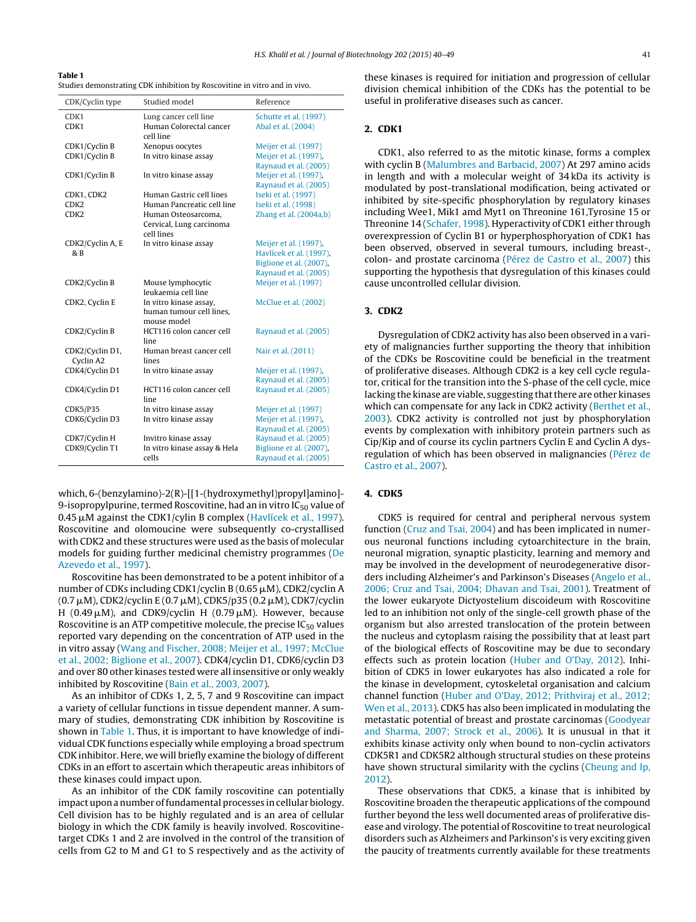**Table 1**
Studies demonstrating CDK inhibition by Roscovitine in vitro and in vivo.

| CDK/Cyclin type | Studied model | Reference |
| --- | --- | --- |
| CDK1 | Lung cancer cell line | Schutte et al. (1997) |
| CDK1 | Human Colorectal cancer cell line | Abal et al. (2004) |
| CDK1/Cyclin B | Xenopus oocytes | Meijer et al. (1997) |
| CDK1/Cyclin B | In vitro kinase assay | Meijer et al. (1997), Raynaud et al. (2005) |
| CDK1/Cyclin B | In vitro kinase assay | Meijer et al. (1997), Raynaud et al. (2005) |
| CDK1, CDK2 | Human Gastric cell lines | Iseki et al. (1997) |
| CDK2 | Human Pancreatic cell line | Iseki et al. (1998) |
| CDK2 | Human Osteosarcoma, Cervical, Lung carcinoma cell lines | Zhang et al. (2004a,b) |
| CDK2/Cyclin A, E & B | In vitro kinase assay | Meijer et al. (1997), Havlícek et al. (1997), Biglione et al. (2007), Raynaud et al. (2005) |
| CDK2/Cyclin B | Mouse lymphocytic leukaemia cell line | Meijer et al. (1997) |
| CDK2, Cyclin E | In vitro kinase assay, human tumour cell lines, mouse model | McClue et al. (2002) |
| CDK2/Cyclin B | HCT116 colon cancer cell line | Raynaud et al. (2005) |
| CDK2/Cyclin D1, Cyclin A2 | Human breast cancer cell lines | Nair et al. (2011) |
| CDK4/Cyclin D1 | In vitro kinase assay | Meijer et al. (1997), Raynaud et al. (2005) |
| CDK4/Cyclin D1 | HCT116 colon cancer cell line | Raynaud et al. (2005) |
| CDK5/P35 | In vitro kinase assay | Meijer et al. (1997) |
| CDK6/Cyclin D3 | In vitro kinase assay | Meijer et al. (1997), Raynaud et al. (2005) |
| CDK7/Cyclin H | Invitro kinase assay | Raynaud et al. (2005) |
| CDK9/Cyclin T1 | In vitro kinase assay & Hela cells | Biglione et al. (2007), Raynaud et al. (2005) |

which, 6-(benzylamino)-2(R)-[[1-(hydroxymethyl)propyl]amino]-9-isopropylpurine, termed Roscovitine, had an in vitro $IC_{50}$ value of 0.45 μM against the CDK1/cylin B complex (Havlícek et al., 1997). Roscovitine and olomoucine were subsequently co-crystallised with CDK2 and these structures were used as the basis of molecular models for guiding further medicinal chemistry programmes (De Azevedo et al., 1997).

Roscovitine has been demonstrated to be a potent inhibitor of a number of CDKs including CDK1/cyclin B (0.65 μM), CDK2/cyclin A (0.7 μM), CDK2/cyclin E (0.7 μM), CDK5/p35 (0.2 μM), CDK7/cyclin H (0.49 μM), and CDK9/cyclin H (0.79 μM). However, because Roscovitine is an ATP competitive molecule, the precise $IC_{50}$ values reported vary depending on the concentration of ATP used in the in vitro assay (Wang and Fischer, 2008; Meijer et al., 1997; McClue et al., 2002; Biglione et al., 2007). CDK4/cyclin D1, CDK6/cyclin D3 and over 80 other kinases tested were all insensitive or only weakly inhibited by Roscovitine (Bain et al., 2003, 2007).

As an inhibitor of CDKs 1, 2, 5, 7 and 9 Roscovitine can impact a variety of cellular functions in tissue dependent manner. A summary of studies, demonstrating CDK inhibition by Roscovitine is shown in Table 1. Thus, it is important to have knowledge of individual CDK functions especially while employing a broad spectrum CDK inhibitor. Here, we will briefly examine the biology of different CDKs in an effort to ascertain which therapeutic areas inhibitors of these kinases could impact upon.

As an inhibitor of the CDK family roscovitine can potentially impact upon a number of fundamental processes in cellular biology. Cell division has to be highly regulated and is an area of cellular biology in which the CDK family is heavily involved. Roscovitine-target CDKs 1 and 2 are involved in the control of the transition of cells from G2 to M and G1 to S respectively and as the activity of these kinases is required for initiation and progression of cellular division chemical inhibition of the CDKs has the potential to be useful in proliferative diseases such as cancer.

## 2. CDK1

CDK1, also referred to as the mitotic kinase, forms a complex with cyclin B (Malumbres and Barbacid, 2007) At 297 amino acids in length and with a molecular weight of 34 kDa its activity is modulated by post-translational modification, being activated or inhibited by site-specific phosphorylation by regulatory kinases including Wee1, Mik1 amd Myt1 on Threonine 161,Tyrosine 15 or Threonine 14 (Schafer, 1998). Hyperactivity of CDK1 either through overexpression of Cyclin B1 or hyperphosphoryation of CDK1 has been observed, observed in several tumours, including breast-, colon- and prostate carcinoma (Pérez de Castro et al., 2007) this supporting the hypothesis that dysregulation of this kinases could cause uncontrolled cellular division.

## 3. CDK2

Dysregulation of CDK2 activity has also been observed in a variety of malignancies further supporting the theory that inhibition of the CDKs be Roscovitine could be beneficial in the treatment of proliferative diseases. Although CDK2 is a key cell cycle regulator, critical for the transition into the S-phase of the cell cycle, mice lacking the kinase are viable, suggesting that there are other kinases which can compensate for any lack in CDK2 activity (Berthet et al., 2003). CDK2 activity is controlled not just by phosphorylation events by complexation with inhibitory protein partners such as Cip/Kip and of course its cyclin partners Cyclin E and Cyclin A dysregulation of which has been observed in malignancies (Pérez de Castro et al., 2007).

## 4. CDK5

CDK5 is required for central and peripheral nervous system function (Cruz and Tsai, 2004) and has been implicated in numerous neuronal functions including cytoarchitecture in the brain, neuronal migration, synaptic plasticity, learning and memory and may be involved in the development of neurodegenerative disorders including Alzheimer's and Parkinson's Diseases (Angelo et al., 2006; Cruz and Tsai, 2004; Dhavan and Tsai, 2001). Treatment of the lower eukaryote Dictyostelium discoideum with Roscovitine led to an inhibition not only of the single-cell growth phase of the organism but also arrested translocation of the protein between the nucleus and cytoplasm raising the possibility that at least part of the biological effects of Roscovitine may be due to secondary effects such as protein location (Huber and O'Day, 2012). Inhibition of CDK5 in lower eukaryoes has also indicated a role for the kinase in development, cytoskeletal organisation and calcium channel function (Huber and O'Day, 2012; Prithviraj et al., 2012; Wen et al., 2013). CDK5 has also been implicated in modulating the metastatic potential of breast and prostate carcinomas (Goodyear and Sharma, 2007; Strock et al., 2006). It is unusual in that it exhibits kinase activity only when bound to non-cyclin activators CDK5R1 and CDK5R2 although structural studies on these proteins have shown structural similarity with the cyclins (Cheung and Ip, 2012).

These observations that CDK5, a kinase that is inhibited by Roscovitine broaden the therapeutic applications of the compound further beyond the less well documented areas of proliferative disease and virology. The potential of Roscovitine to treat neurological disorders such as Alzheimers and Parkinson's is very exciting given the paucity of treatments currently available for these treatments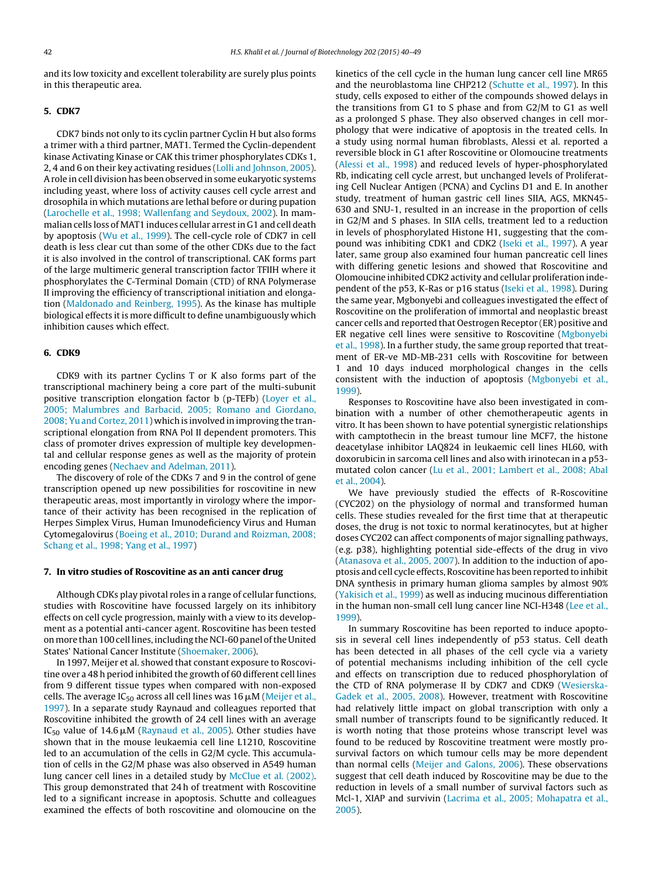and its low toxicity and excellent tolerability are surely plus points in this therapeutic area.

## 5. CDK7

CDK7 binds not only to its cyclin partner Cyclin H but also forms a trimer with a third partner, MAT1. Termed the Cyclin-dependent kinase Activating Kinase or CAK this trimer phosphorylates CDKs 1, 2, 4 and 6 on their key activating residues (Lolli and Johnson, 2005). A role in cell division has been observed in some eukaryotic systems including yeast, where loss of activity causes cell cycle arrest and drosophila in which mutations are lethal before or during pupation (Larochelle et al., 1998; Wallenfang and Seydoux, 2002). In mammalian cells loss of MAT1 induces cellular arrest in G1 and cell death by apoptosis (Wu et al., 1999). The cell-cycle role of CDK7 in cell death is less clear cut than some of the other CDKs due to the fact it is also involved in the control of transcriptional. CAK forms part of the large multimeric general transcription factor TFIIH where it phosphorylates the C-Terminal Domain (CTD) of RNA Polymerase II improving the efficiency of transcriptional initiation and elongation (Maldonado and Reinberg, 1995). As the kinase has multiple biological effects it is more difficult to define unambiguously which inhibition causes which effect.

## 6. CDK9

CDK9 with its partner Cyclins T or K also forms part of the transcriptional machinery being a core part of the multi-subunit positive transcription elongation factor b (p-TEFb) (Loyer et al., 2005; Malumbres and Barbacid, 2005; Romano and Giordano, 2008; Yu and Cortez, 2011) which is involved in improving the transcriptional elongation from RNA Pol II dependent promoters. This class of promoter drives expression of multiple key developmental and cellular response genes as well as the majority of protein encoding genes (Nechaev and Adelman, 2011).

The discovery of role of the CDKs 7 and 9 in the control of gene transcription opened up new possibilities for roscovitine in new therapeutic areas, most importantly in virology where the importance of their activity has been recognised in the replication of Herpes Simplex Virus, Human Imunodeficiency Virus and Human Cytomegalovirus (Boeing et al., 2010; Durand and Roizman, 2008; Schang et al., 1998; Yang et al., 1997)

## 7. In vitro studies of Roscovitine as an anti cancer drug

Although CDKs play pivotal roles in a range of cellular functions, studies with Roscovitine have focussed largely on its inhibitory effects on cell cycle progression, mainly with a view to its development as a potential anti-cancer agent. Roscovitine has been tested on more than 100 cell lines, including the NCI-60 panel of the United States' National Cancer Institute (Shoemaker, 2006).

In 1997, Meijer et al. showed that constant exposure to Roscovitine over a 48 h period inhibited the growth of 60 different cell lines from 9 different tissue types when compared with non-exposed cells. The average $IC_{50}$ across all cell lines was 16 μM (Meijer et al., 1997). In a separate study Raynaud and colleagues reported that Roscovitine inhibited the growth of 24 cell lines with an average $IC_{50}$ value of 14.6 μM (Raynaud et al., 2005). Other studies have shown that in the mouse leukaemia cell line L1210, Roscovitine led to an accumulation of the cells in G2/M cycle. This accumulation of cells in the G2/M phase was also observed in A549 human lung cancer cell lines in a detailed study by McClue et al. (2002). This group demonstrated that 24 h of treatment with Roscovitine led to a significant increase in apoptosis. Schutte and colleagues examined the effects of both roscovitine and olomoucine on the kinetics of the cell cycle in the human lung cancer cell line MR65 and the neuroblastoma line CHP212 (Schutte et al., 1997). In this study, cells exposed to either of the compounds showed delays in the transitions from G1 to S phase and from G2/M to G1 as well as a prolonged S phase. They also observed changes in cell morphology that were indicative of apoptosis in the treated cells. In a study using normal human fibroblasts, Alessi et al. reported a reversible block in G1 after Roscovitine or Olomoucine treatments (Alessi et al., 1998) and reduced levels of hyper-phosphorylated Rb, indicating cell cycle arrest, but unchanged levels of Proliferating Cell Nuclear Antigen (PCNA) and Cyclins D1 and E. In another study, treatment of human gastric cell lines SIIA, AGS, MKN45-630 and SNU-1, resulted in an increase in the proportion of cells in G2/M and S phases. In SIIA cells, treatment led to a reduction in levels of phosphorylated Histone H1, suggesting that the compound was inhibiting CDK1 and CDK2 (Iseki et al., 1997). A year later, same group also examined four human pancreatic cell lines with differing genetic lesions and showed that Roscovitine and Olomoucine inhibited CDK2 activity and cellular proliferation independent of the p53, K-Ras or p16 status (Iseki et al., 1998). During the same year, Mgbonyebi and colleagues investigated the effect of Roscovitine on the proliferation of immortal and neoplastic breast cancer cells and reported that Oestrogen Receptor (ER) positive and ER negative cell lines were sensitive to Roscovitine (Mgbonyebi et al., 1998). In a further study, the same group reported that treatment of ER-ve MD-MB-231 cells with Roscovitine for between 1 and 10 days induced morphological changes in the cells consistent with the induction of apoptosis (Mgbonyebi et al., 1999).

Responses to Roscovitine have also been investigated in combination with a number of other chemotherapeutic agents in vitro. It has been shown to have potential synergistic relationships with camptothecin in the breast tumour line MCF7, the histone deacetylase inhibitor LAQ824 in leukaemic cell lines HL60, with doxorubicin in sarcoma cell lines and also with irinotecan in a p53-mutated colon cancer (Lu et al., 2001; Lambert et al., 2008; Abal et al., 2004).

We have previously studied the effects of R-Roscovitine (CYC202) on the physiology of normal and transformed human cells. These studies revealed for the first time that at therapeutic doses, the drug is not toxic to normal keratinocytes, but at higher doses CYC202 can affect components of major signalling pathways, (e.g. p38), highlighting potential side-effects of the drug in vivo (Atanasova et al., 2005, 2007). In addition to the induction of apoptosis and cell cycle effects, Roscovitine has been reported to inhibit DNA synthesis in primary human glioma samples by almost 90% (Yakisich et al., 1999) as well as inducing mucinous differentiation in the human non-small cell lung cancer line NCI-H348 (Lee et al., 1999).

In summary Roscovitine has been reported to induce apoptosis in several cell lines independently of p53 status. Cell death has been detected in all phases of the cell cycle via a variety of potential mechanisms including inhibition of the cell cycle and effects on transcription due to reduced phosphorylation of the CTD of RNA polymerase II by CDK7 and CDK9 (Wesierska-Gadek et al., 2005, 2008). However, treatment with Roscovitine had relatively little impact on global transcription with only a small number of transcripts found to be significantly reduced. It is worth noting that those proteins whose transcript level was found to be reduced by Roscovitine treatment were mostly pro-survival factors on which tumour cells may be more dependent than normal cells (Meijer and Galons, 2006). These observations suggest that cell death induced by Roscovitine may be due to the reduction in levels of a small number of survival factors such as Mcl-1, XIAP and survivin (Lacrima et al., 2005; Mohapatra et al., 2005).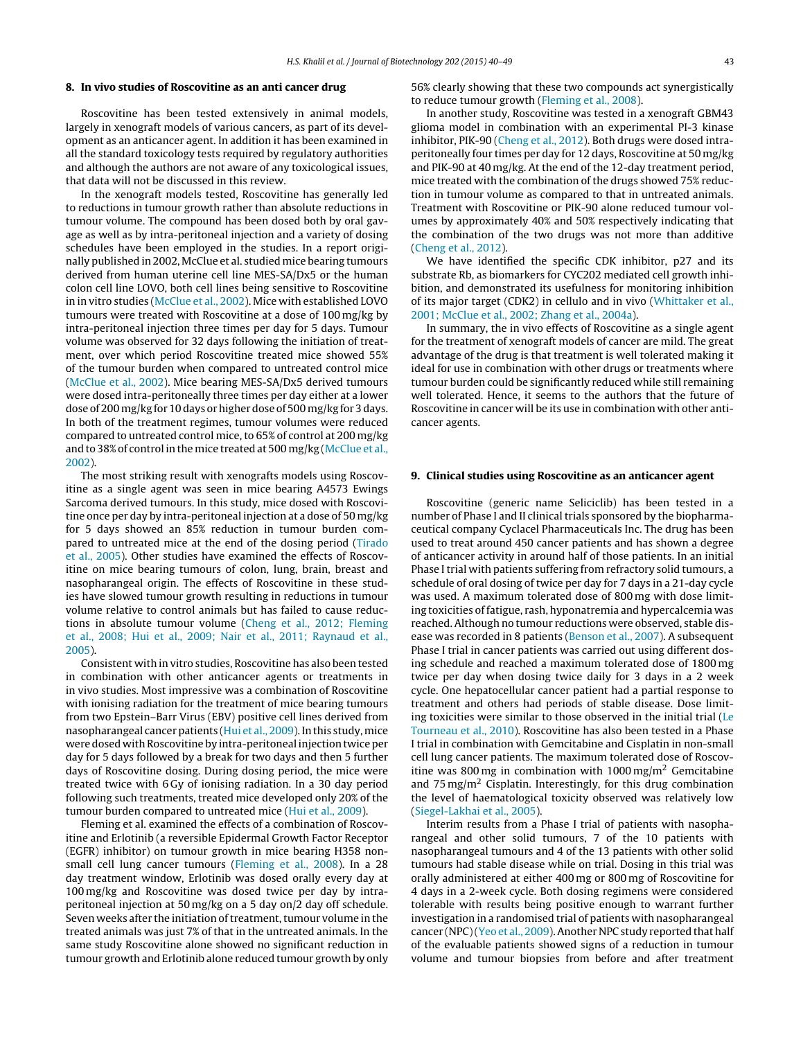## 8. In vivo studies of Roscovitine as an anti cancer drug

Roscovitine has been tested extensively in animal models, largely in xenograft models of various cancers, as part of its development as an anticancer agent. In addition it has been examined in all the standard toxicology tests required by regulatory authorities and although the authors are not aware of any toxicological issues, that data will not be discussed in this review.

In the xenograft models tested, Roscovitine has generally led to reductions in tumour growth rather than absolute reductions in tumour volume. The compound has been dosed both by oral gavage as well as by intra-peritoneal injection and a variety of dosing schedules have been employed in the studies. In a report originally published in 2002, McClue et al. studied mice bearing tumours derived from human uterine cell line MES-SA/Dx5 or the human colon cell line LOVO, both cell lines being sensitive to Roscovitine in in vitro studies (McClue et al., 2002). Mice with established LOVO tumours were treated with Roscovitine at a dose of 100 mg/kg by intra-peritoneal injection three times per day for 5 days. Tumour volume was observed for 32 days following the initiation of treatment, over which period Roscovitine treated mice showed 55% of the tumour burden when compared to untreated control mice (McClue et al., 2002). Mice bearing MES-SA/Dx5 derived tumours were dosed intra-peritoneally three times per day either at a lower dose of 200 mg/kg for 10 days or higher dose of 500 mg/kg for 3 days. In both of the treatment regimes, tumour volumes were reduced compared to untreated control mice, to 65% of control at 200 mg/kg and to 38% of control in the mice treated at 500 mg/kg (McClue et al., 2002).

The most striking result with xenografts models using Roscovitine as a single agent was seen in mice bearing A4573 Ewings Sarcoma derived tumours. In this study, mice dosed with Roscovitine once per day by intra-peritoneal injection at a dose of 50 mg/kg for 5 days showed an 85% reduction in tumour burden compared to untreated mice at the end of the dosing period (Tirado et al., 2005). Other studies have examined the effects of Roscovitine on mice bearing tumours of colon, lung, brain, breast and nasopharangeal origin. The effects of Roscovitine in these studies have slowed tumour growth resulting in reductions in tumour volume relative to control animals but has failed to cause reductions in absolute tumour volume (Cheng et al., 2012; Fleming et al., 2008; Hui et al., 2009; Nair et al., 2011; Raynaud et al., 2005).

Consistent with in vitro studies, Roscovitine has also been tested in combination with other anticancer agents or treatments in in vivo studies. Most impressive was a combination of Roscovitine with ionising radiation for the treatment of mice bearing tumours from two Epstein–Barr Virus (EBV) positive cell lines derived from nasopharangeal cancer patients (Hui et al., 2009). In this study, mice were dosed with Roscovitine by intra-peritoneal injection twice per day for 5 days followed by a break for two days and then 5 further days of Roscovitine dosing. During dosing period, the mice were treated twice with 6 Gy of ionising radiation. In a 30 day period following such treatments, treated mice developed only 20% of the tumour burden compared to untreated mice (Hui et al., 2009).

Fleming et al. examined the effects of a combination of Roscovitine and Erlotinib (a reversible Epidermal Growth Factor Receptor (EGFR) inhibitor) on tumour growth in mice bearing H358 non-small cell lung cancer tumours (Fleming et al., 2008). In a 28 day treatment window, Erlotinib was dosed orally every day at 100 mg/kg and Roscovitine was dosed twice per day by intra-peritoneal injection at 50 mg/kg on a 5 day on/2 day off schedule. Seven weeks after the initiation of treatment, tumour volume in the treated animals was just 7% of that in the untreated animals. In the same study Roscovitine alone showed no significant reduction in tumour growth and Erlotinib alone reduced tumour growth by only 56% clearly showing that these two compounds act synergistically to reduce tumour growth (Fleming et al., 2008).

In another study, Roscovitine was tested in a xenograft GBM43 glioma model in combination with an experimental PI-3 kinase inhibitor, PIK-90 (Cheng et al., 2012). Both drugs were dosed intraperitoneally four times per day for 12 days, Roscovitine at 50 mg/kg and PIK-90 at 40 mg/kg. At the end of the 12-day treatment period, mice treated with the combination of the drugs showed 75% reduction in tumour volume as compared to that in untreated animals. Treatment with Roscovitine or PIK-90 alone reduced tumour volumes by approximately 40% and 50% respectively indicating that the combination of the two drugs was not more than additive (Cheng et al., 2012).

We have identified the specific CDK inhibitor, p27 and its substrate Rb, as biomarkers for CYC202 mediated cell growth inhibition, and demonstrated its usefulness for monitoring inhibition of its major target (CDK2) in cellulo and in vivo (Whittaker et al., 2001; McClue et al., 2002; Zhang et al., 2004a).

In summary, the in vivo effects of Roscovitine as a single agent for the treatment of xenograft models of cancer are mild. The great advantage of the drug is that treatment is well tolerated making it ideal for use in combination with other drugs or treatments where tumour burden could be significantly reduced while still remaining well tolerated. Hence, it seems to the authors that the future of Roscovitine in cancer will be its use in combination with other anticancer agents.

## 9. Clinical studies using Roscovitine as an anticancer agent

Roscovitine (generic name Seliciclib) has been tested in a number of Phase I and II clinical trials sponsored by the biopharmaceutical company Cyclacel Pharmaceuticals Inc. The drug has been used to treat around 450 cancer patients and has shown a degree of anticancer activity in around half of those patients. In an initial Phase I trial with patients suffering from refractory solid tumours, a schedule of oral dosing of twice per day for 7 days in a 21-day cycle was used. A maximum tolerated dose of 800 mg with dose limiting toxicities of fatigue, rash, hyponatremia and hypercalcemia was reached. Although no tumour reductions were observed, stable disease was recorded in 8 patients (Benson et al., 2007). A subsequent Phase I trial in cancer patients was carried out using different dosing schedule and reached a maximum tolerated dose of 1800 mg twice per day when dosing twice daily for 3 days in a 2 week cycle. One hepatocellular cancer patient had a partial response to treatment and others had periods of stable disease. Dose limiting toxicities were similar to those observed in the initial trial (Le Tourneau et al., 2010). Roscovitine has also been tested in a Phase I trial in combination with Gemcitabine and Cisplatin in non-small cell lung cancer patients. The maximum tolerated dose of Roscovitine was 800 mg in combination with 1000 mg/m$^2$ Gemcitabine and 75 mg/m$^2$ Cisplatin. Interestingly, for this drug combination the level of haematological toxicity observed was relatively low (Siegel-Lakhai et al., 2005).

Interim results from a Phase I trial of patients with nasopharangeal and other solid tumours, 7 of the 10 patients with nasopharangeal tumours and 4 of the 13 patients with other solid tumours had stable disease while on trial. Dosing in this trial was orally administered at either 400 mg or 800 mg of Roscovitine for 4 days in a 2-week cycle. Both dosing regimens were considered tolerable with results being positive enough to warrant further investigation in a randomised trial of patients with nasopharangeal cancer (NPC) (Yeo et al., 2009). Another NPC study reported that half of the evaluable patients showed signs of a reduction in tumour volume and tumour biopsies from before and after treatment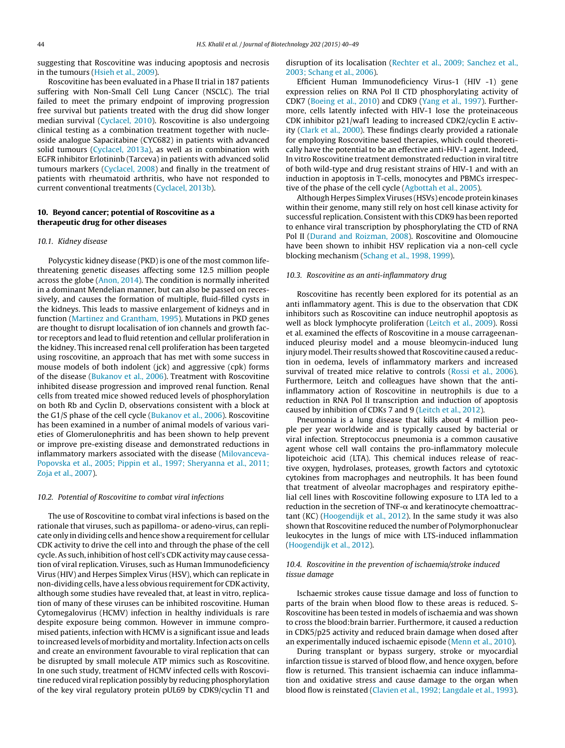suggesting that Roscovitine was inducing apoptosis and necrosis in the tumours (Hsieh et al., 2009).

Roscovitine has been evaluated in a Phase II trial in 187 patients suffering with Non-Small Cell Lung Cancer (NSCLC). The trial failed to meet the primary endpoint of improving progression free survival but patients treated with the drug did show longer median survival (Cyclacel, 2010). Roscovitine is also undergoing clinical testing as a combination treatment together with nucleoside analogue Sapacitabine (CYC682) in patients with advanced solid tumours (Cyclacel, 2013a), as well as in combination with EGFR inhibitor Erlotininb (Tarceva) in patients with advanced solid tumours markers (Cyclacel, 2008) and finally in the treatment of patients with rheumatoid arthritis, who have not responded to current conventional treatments (Cyclacel, 2013b).

## 10. Beyond cancer; potential of Roscovitine as a therapeutic drug for other diseases

### 10.1. Kidney disease

Polycystic kidney disease (PKD) is one of the most common life-threatening genetic diseases affecting some 12.5 million people across the globe (Anon, 2014). The condition is normally inherited in a dominant Mendelian manner, but can also be passed on recessively, and causes the formation of multiple, fluid-filled cysts in the kidneys. This leads to massive enlargement of kidneys and in function (Martinez and Grantham, 1995). Mutations in PKD genes are thought to disrupt localisation of ion channels and growth factor receptors and lead to fluid retention and cellular proliferation in the kidney. This increased renal cell proliferation has been targeted using roscovitine, an approach that has met with some success in mouse models of both indolent (jck) and aggressive (cpk) forms of the disease (Bukanov et al., 2006). Treatment with Roscovitine inhibited disease progression and improved renal function. Renal cells from treated mice showed reduced levels of phosphorylation on both Rb and Cyclin D, observations consistent with a block at the G1/S phase of the cell cycle (Bukanov et al., 2006). Roscovitine has been examined in a number of animal models of various varieties of Glomerulonephritis and has been shown to help prevent or improve pre-existing disease and demonstrated reductions in inflammatory markers associated with the disease (Milovanceva-Popovska et al., 2005; Pippin et al., 1997; Sheryanna et al., 2011; Zoja et al., 2007).

### 10.2. Potential of Roscovitine to combat viral infections

The use of Roscovitine to combat viral infections is based on the rationale that viruses, such as papilloma- or adeno-virus, can replicate only in dividing cells and hence show a requirement for cellular CDK activity to drive the cell into and through the phase of the cell cycle. As such, inhibition of host cell's CDK activity may cause cessation of viral replication. Viruses, such as Human Immunodeficiency Virus (HIV) and Herpes Simplex Virus (HSV), which can replicate in non-dividing cells, have a less obvious requirement for CDK activity, although some studies have revealed that, at least in vitro, replication of many of these viruses can be inhibited roscovitine. Human Cytomegalovirus (HCMV) infection in healthy individuals is rare despite exposure being common. However in immune compromised patients, infection with HCMV is a significant issue and leads to increased levels of morbidity and mortality. Infection acts on cells and create an environment favourable to viral replication that can be disrupted by small molecule ATP mimics such as Roscovitine. In one such study, treatment of HCMV infected cells with Roscovitine reduced viral replication possibly by reducing phosphorylation of the key viral regulatory protein pUL69 by CDK9/cyclin T1 and disruption of its localisation (Rechter et al., 2009; Sanchez et al., 2003; Schang et al., 2006).

Efficient Human Immunodeficiency Virus-1 (HIV -1) gene expression relies on RNA Pol II CTD phosphorylating activity of CDK7 (Boeing et al., 2010) and CDK9 (Yang et al., 1997). Furthermore, cells latently infected with HIV-1 lose the proteinaceous CDK inhibitor p21/waf1 leading to increased CDK2/cyclin E activity (Clark et al., 2000). These findings clearly provided a rationale for employing Roscovitine based therapies, which could theoretically have the potential to be an effective anti-HIV-1 agent. Indeed, In vitro Roscovitine treatment demonstrated reduction in viral titre of both wild-type and drug resistant strains of HIV-1 and with an induction in apoptosis in T-cells, monocytes and PBMCs irrespective of the phase of the cell cycle (Agbottah et al., 2005).

Although Herpes Simplex Viruses (HSVs) encode protein kinases within their genome, many still rely on host cell kinase activity for successful replication. Consistent with this CDK9 has been reported to enhance viral transcription by phosphorylating the CTD of RNA Pol II (Durand and Roizman, 2008). Roscovitine and Olomoucine have been shown to inhibit HSV replication via a non-cell cycle blocking mechanism (Schang et al., 1998, 1999).

### 10.3. Roscovitine as an anti-inflammatory drug

Roscovitine has recently been explored for its potential as an anti inflammatory agent. This is due to the observation that CDK inhibitors such as Roscovitine can induce neutrophil apoptosis as well as block lymphocyte proliferation (Leitch et al., 2009). Rossi et al. examined the effects of Roscovitine in a mouse carrageenan-induced pleurisy model and a mouse bleomycin-induced lung injury model. Their results showed that Roscovitine caused a reduction in oedema, levels of inflammatory markers and increased survival of treated mice relative to controls (Rossi et al., 2006). Furthermore, Leitch and colleagues have shown that the anti-inflammatory action of Roscovitine in neutrophils is due to a reduction in RNA Pol II transcription and induction of apoptosis caused by inhibition of CDKs 7 and 9 (Leitch et al., 2012).

Pneumonia is a lung disease that kills about 4 million people per year worldwide and is typically caused by bacterial or viral infection. Streptococcus pneumonia is a common causative agent whose cell wall contains the pro-inflammatory molecule lipoteichoic acid (LTA). This chemical induces release of reactive oxygen, hydrolases, proteases, growth factors and cytotoxic cytokines from macrophages and neutrophils. It has been found that treatment of alveolar macrophages and respiratory epithelial cell lines with Roscovitine following exposure to LTA led to a reduction in the secretion of TNF-$\alpha$ and keratinocyte chemoattractant (KC) (Hoogendijk et al., 2012). In the same study it was also shown that Roscovitine reduced the number of Polymorphonuclear leukocytes in the lungs of mice with LTS-induced inflammation (Hoogendijk et al., 2012).

### 10.4. Roscovitine in the prevention of ischaemia/stroke induced tissue damage

Ischaemic strokes cause tissue damage and loss of function to parts of the brain when blood flow to these areas is reduced. S-Roscovitine has been tested in models of ischaemia and was shown to cross the blood:brain barrier. Furthermore, it caused a reduction in CDK5/p25 activity and reduced brain damage when dosed after an experimentally induced ischaemic episode (Menn et al., 2010).

During transplant or bypass surgery, stroke or myocardial infarction tissue is starved of blood flow, and hence oxygen, before flow is returned. This transient ischaemia can induce inflammation and oxidative stress and cause damage to the organ when blood flow is reinstated (Clavien et al., 1992; Langdale et al., 1993).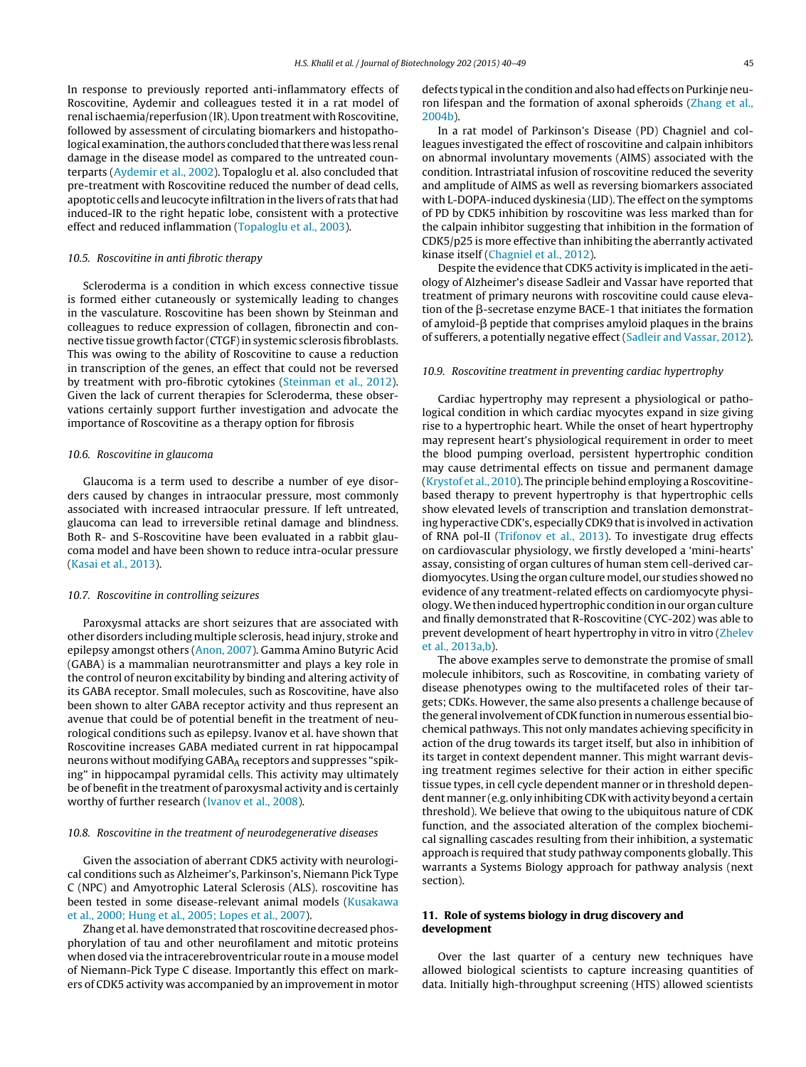In response to previously reported anti-inflammatory effects of Roscovitine, Aydemir and colleagues tested it in a rat model of renal ischaemia/reperfusion (IR). Upon treatment with Roscovitine, followed by assessment of circulating biomarkers and histopathological examination, the authors concluded that there was less renal damage in the disease model as compared to the untreated counterparts (Aydemir et al., 2002). Topaloglu et al. also concluded that pre-treatment with Roscovitine reduced the number of dead cells, apoptotic cells and leucocyte infiltration in the livers of rats that had induced-IR to the right hepatic lobe, consistent with a protective effect and reduced inflammation (Topaloglu et al., 2003).

### 10.5. Roscovitine in anti fibrotic therapy

Scleroderma is a condition in which excess connective tissue is formed either cutaneously or systemically leading to changes in the vasculature. Roscovitine has been shown by Steinman and colleagues to reduce expression of collagen, fibronectin and connective tissue growth factor (CTGF) in systemic sclerosis fibroblasts. This was owing to the ability of Roscovitine to cause a reduction in transcription of the genes, an effect that could not be reversed by treatment with pro-fibrotic cytokines (Steinman et al., 2012). Given the lack of current therapies for Scleroderma, these observations certainly support further investigation and advocate the importance of Roscovitine as a therapy option for fibrosis

### 10.6. Roscovitine in glaucoma

Glaucoma is a term used to describe a number of eye disorders caused by changes in intraocular pressure, most commonly associated with increased intraocular pressure. If left untreated, glaucoma can lead to irreversible retinal damage and blindness. Both R- and S-Roscovitine have been evaluated in a rabbit glaucoma model and have been shown to reduce intra-ocular pressure (Kasai et al., 2013).

### 10.7. Roscovitine in controlling seizures

Paroxysmal attacks are short seizures that are associated with other disorders including multiple sclerosis, head injury, stroke and epilepsy amongst others (Anon, 2007). Gamma Amino Butyric Acid (GABA) is a mammalian neurotransmitter and plays a key role in the control of neuron excitability by binding and altering activity of its GABA receptor. Small molecules, such as Roscovitine, have also been shown to alter GABA receptor activity and thus represent an avenue that could be of potential benefit in the treatment of neurological conditions such as epilepsy. Ivanov et al. have shown that Roscovitine increases GABA mediated current in rat hippocampal neurons without modifying $GABA_A$ receptors and suppresses "spiking" in hippocampal pyramidal cells. This activity may ultimately be of benefit in the treatment of paroxysmal activity and is certainly worthy of further research (Ivanov et al., 2008).

### 10.8. Roscovitine in the treatment of neurodegenerative diseases

Given the association of aberrant CDK5 activity with neurological conditions such as Alzheimer's, Parkinson's, Niemann Pick Type C (NPC) and Amyotrophic Lateral Sclerosis (ALS). roscovitine has been tested in some disease-relevant animal models (Kusakawa et al., 2000; Hung et al., 2005; Lopes et al., 2007).

Zhang et al. have demonstrated that roscovitine decreased phosphorylation of tau and other neurofilament and mitotic proteins when dosed via the intracerebroventricular route in a mouse model of Niemann-Pick Type C disease. Importantly this effect on markers of CDK5 activity was accompanied by an improvement in motor defects typical in the condition and also had effects on Purkinje neuron lifespan and the formation of axonal spheroids (Zhang et al., 2004b).

In a rat model of Parkinson's Disease (PD) Chagniel and colleagues investigated the effect of roscovitine and calpain inhibitors on abnormal involuntary movements (AIMS) associated with the condition. Intrastriatal infusion of roscovitine reduced the severity and amplitude of AIMS as well as reversing biomarkers associated with L-DOPA-induced dyskinesia (LID). The effect on the symptoms of PD by CDK5 inhibition by roscovitine was less marked than for the calpain inhibitor suggesting that inhibition in the formation of CDK5/p25 is more effective than inhibiting the aberrantly activated kinase itself (Chagniel et al., 2012).

Despite the evidence that CDK5 activity is implicated in the aetiology of Alzheimer's disease Sadleir and Vassar have reported that treatment of primary neurons with roscovitine could cause elevation of the β-secretase enzyme BACE-1 that initiates the formation of amyloid-β peptide that comprises amyloid plaques in the brains of sufferers, a potentially negative effect (Sadleir and Vassar, 2012).

### 10.9. Roscovitine treatment in preventing cardiac hypertrophy

Cardiac hypertrophy may represent a physiological or pathological condition in which cardiac myocytes expand in size giving rise to a hypertrophic heart. While the onset of heart hypertrophy may represent heart's physiological requirement in order to meet the blood pumping overload, persistent hypertrophic condition may cause detrimental effects on tissue and permanent damage (Krystof et al., 2010). The principle behind employing a Roscovitine-based therapy to prevent hypertrophy is that hypertrophic cells show elevated levels of transcription and translation demonstrating hyperactive CDK's, especially CDK9 that is involved in activation of RNA pol-II (Trifonov et al., 2013). To investigate drug effects on cardiovascular physiology, we firstly developed a 'mini-hearts' assay, consisting of organ cultures of human stem cell-derived cardiomyocytes. Using the organ culture model, our studies showed no evidence of any treatment-related effects on cardiomyocyte physiology. We then induced hypertrophic condition in our organ culture and finally demonstrated that R-Roscovitine (CYC-202) was able to prevent development of heart hypertrophy in vitro in vitro (Zhelev et al., 2013a,b).

The above examples serve to demonstrate the promise of small molecule inhibitors, such as Roscovitine, in combating variety of disease phenotypes owing to the multifaceted roles of their targets; CDKs. However, the same also presents a challenge because of the general involvement of CDK function in numerous essential biochemical pathways. This not only mandates achieving specificity in action of the drug towards its target itself, but also in inhibition of its target in context dependent manner. This might warrant devising treatment regimes selective for their action in either specific tissue types, in cell cycle dependent manner or in threshold dependent manner (e.g. only inhibiting CDK with activity beyond a certain threshold). We believe that owing to the ubiquitous nature of CDK function, and the associated alteration of the complex biochemical signalling cascades resulting from their inhibition, a systematic approach is required that study pathway components globally. This warrants a Systems Biology approach for pathway analysis (next section).

## 11. Role of systems biology in drug discovery and development

Over the last quarter of a century new techniques have allowed biological scientists to capture increasing quantities of data. Initially high-throughput screening (HTS) allowed scientists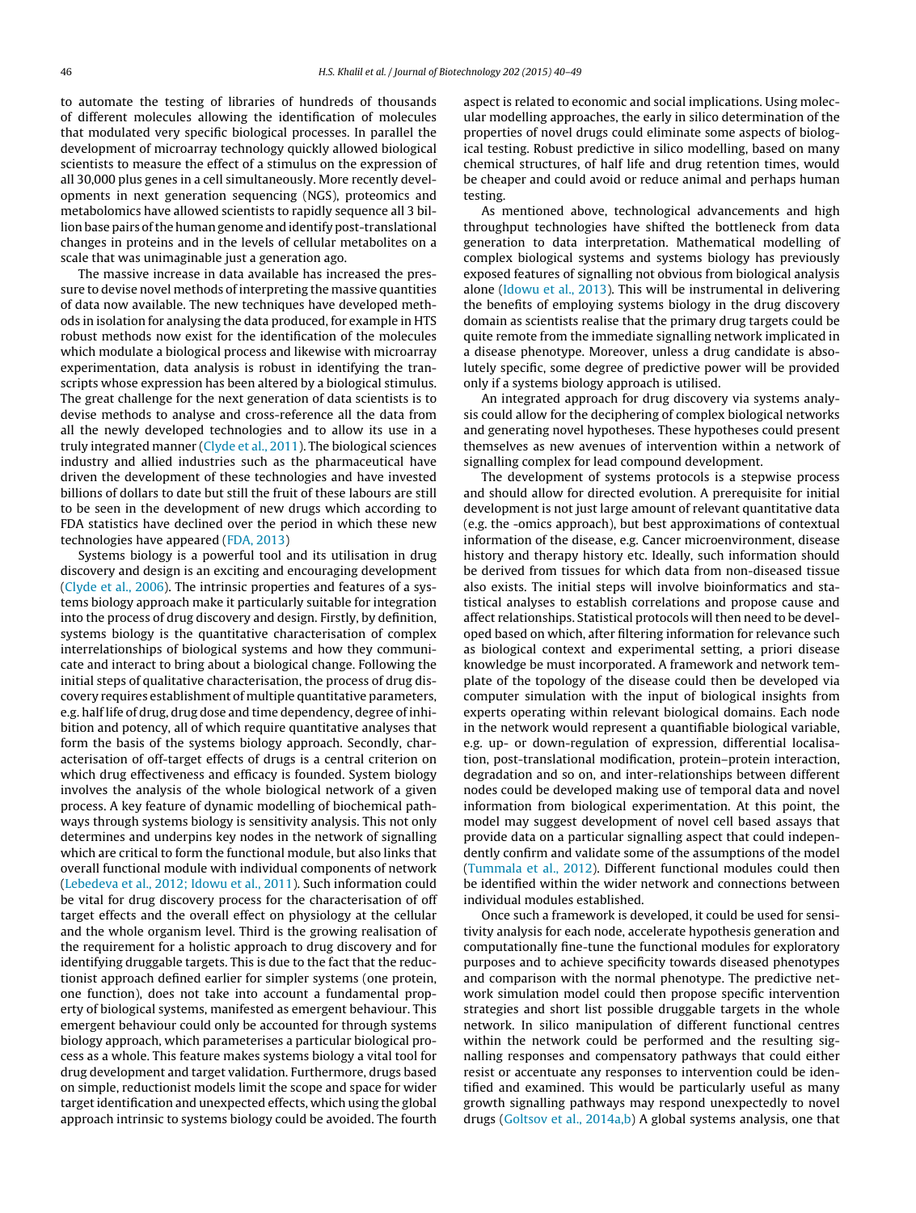to automate the testing of libraries of hundreds of thousands of different molecules allowing the identification of molecules that modulated very specific biological processes. In parallel the development of microarray technology quickly allowed biological scientists to measure the effect of a stimulus on the expression of all 30,000 plus genes in a cell simultaneously. More recently developments in next generation sequencing (NGS), proteomics and metabolomics have allowed scientists to rapidly sequence all 3 billion base pairs of the human genome and identify post-translational changes in proteins and in the levels of cellular metabolites on a scale that was unimaginable just a generation ago.

The massive increase in data available has increased the pressure to devise novel methods of interpreting the massive quantities of data now available. The new techniques have developed methods in isolation for analysing the data produced, for example in HTS robust methods now exist for the identification of the molecules which modulate a biological process and likewise with microarray experimentation, data analysis is robust in identifying the transcripts whose expression has been altered by a biological stimulus. The great challenge for the next generation of data scientists is to devise methods to analyse and cross-reference all the data from all the newly developed technologies and to allow its use in a truly integrated manner (Clyde et al., 2011). The biological sciences industry and allied industries such as the pharmaceutical have driven the development of these technologies and have invested billions of dollars to date but still the fruit of these labours are still to be seen in the development of new drugs which according to FDA statistics have declined over the period in which these new technologies have appeared (FDA, 2013)

Systems biology is a powerful tool and its utilisation in drug discovery and design is an exciting and encouraging development (Clyde et al., 2006). The intrinsic properties and features of a systems biology approach make it particularly suitable for integration into the process of drug discovery and design. Firstly, by definition, systems biology is the quantitative characterisation of complex interrelationships of biological systems and how they communicate and interact to bring about a biological change. Following the initial steps of qualitative characterisation, the process of drug discovery requires establishment of multiple quantitative parameters, e.g. half life of drug, drug dose and time dependency, degree of inhibition and potency, all of which require quantitative analyses that form the basis of the systems biology approach. Secondly, characterisation of off-target effects of drugs is a central criterion on which drug effectiveness and efficacy is founded. System biology involves the analysis of the whole biological network of a given process. A key feature of dynamic modelling of biochemical pathways through systems biology is sensitivity analysis. This not only determines and underpins key nodes in the network of signalling which are critical to form the functional module, but also links that overall functional module with individual components of network (Lebedeva et al., 2012; Idowu et al., 2011). Such information could be vital for drug discovery process for the characterisation of off target effects and the overall effect on physiology at the cellular and the whole organism level. Third is the growing realisation of the requirement for a holistic approach to drug discovery and for identifying druggable targets. This is due to the fact that the reductionist approach defined earlier for simpler systems (one protein, one function), does not take into account a fundamental property of biological systems, manifested as emergent behaviour. This emergent behaviour could only be accounted for through systems biology approach, which parameterises a particular biological process as a whole. This feature makes systems biology a vital tool for drug development and target validation. Furthermore, drugs based on simple, reductionist models limit the scope and space for wider target identification and unexpected effects, which using the global approach intrinsic to systems biology could be avoided. The fourth aspect is related to economic and social implications. Using molecular modelling approaches, the early in silico determination of the properties of novel drugs could eliminate some aspects of biological testing. Robust predictive in silico modelling, based on many chemical structures, of half life and drug retention times, would be cheaper and could avoid or reduce animal and perhaps human testing.

As mentioned above, technological advancements and high throughput technologies have shifted the bottleneck from data generation to data interpretation. Mathematical modelling of complex biological systems and systems biology has previously exposed features of signalling not obvious from biological analysis alone (Idowu et al., 2013). This will be instrumental in delivering the benefits of employing systems biology in the drug discovery domain as scientists realise that the primary drug targets could be quite remote from the immediate signalling network implicated in a disease phenotype. Moreover, unless a drug candidate is absolutely specific, some degree of predictive power will be provided only if a systems biology approach is utilised.

An integrated approach for drug discovery via systems analysis could allow for the deciphering of complex biological networks and generating novel hypotheses. These hypotheses could present themselves as new avenues of intervention within a network of signalling complex for lead compound development.

The development of systems protocols is a stepwise process and should allow for directed evolution. A prerequisite for initial development is not just large amount of relevant quantitative data (e.g. the -omics approach), but best approximations of contextual information of the disease, e.g. Cancer microenvironment, disease history and therapy history etc. Ideally, such information should be derived from tissues for which data from non-diseased tissue also exists. The initial steps will involve bioinformatics and statistical analyses to establish correlations and propose cause and affect relationships. Statistical protocols will then need to be developed based on which, after filtering information for relevance such as biological context and experimental setting, a priori disease knowledge be must incorporated. A framework and network template of the topology of the disease could then be developed via computer simulation with the input of biological insights from experts operating within relevant biological domains. Each node in the network would represent a quantifiable biological variable, e.g. up- or down-regulation of expression, differential localisation, post-translational modification, protein–protein interaction, degradation and so on, and inter-relationships between different nodes could be developed making use of temporal data and novel information from biological experimentation. At this point, the model may suggest development of novel cell based assays that provide data on a particular signalling aspect that could independently confirm and validate some of the assumptions of the model (Tummala et al., 2012). Different functional modules could then be identified within the wider network and connections between individual modules established.

Once such a framework is developed, it could be used for sensitivity analysis for each node, accelerate hypothesis generation and computationally fine-tune the functional modules for exploratory purposes and to achieve specificity towards diseased phenotypes and comparison with the normal phenotype. The predictive network simulation model could then propose specific intervention strategies and short list possible druggable targets in the whole network. In silico manipulation of different functional centres within the network could be performed and the resulting signalling responses and compensatory pathways that could either resist or accentuate any responses to intervention could be identified and examined. This would be particularly useful as many growth signalling pathways may respond unexpectedly to novel drugs (Goltsov et al., 2014a,b) A global systems analysis, one that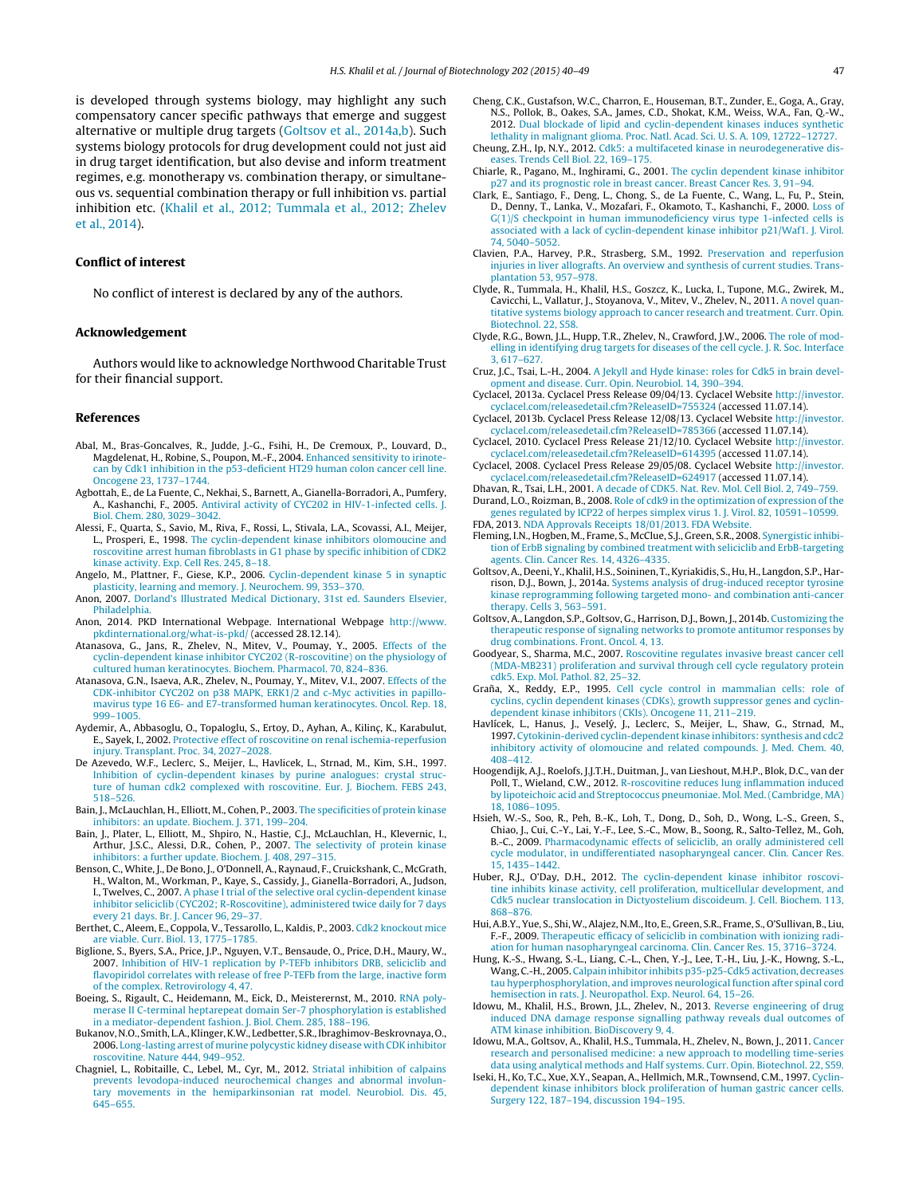is developed through systems biology, may highlight any such compensatory cancer specific pathways that emerge and suggest alternative or multiple drug targets (Goltsov et al., 2014a,b). Such systems biology protocols for drug development could not just aid in drug target identification, but also devise and inform treatment regimes, e.g. monotherapy vs. combination therapy, or simultaneous vs. sequential combination therapy or full inhibition vs. partial inhibition etc. (Khalil et al., 2012; Tummala et al., 2012; Zhelev et al., 2014).

## Conflict of interest

No conflict of interest is declared by any of the authors.

## Acknowledgement

Authors would like to acknowledge Northwood Charitable Trust for their financial support.

## References

Abal, M., Bras-Goncalves, R., Judde, J.-G., Fsihi, H., De Cremoux, P., Louvard, D., Magdelenat, H., Robine, S., Poupon, M.-F., 2004. Enhanced sensitivity to irinotecan by Cdk1 inhibition in the p53-deficient HT29 human colon cancer cell line. Oncogene 23, 1737–1744.

Agbottah, E., de La Fuente, C., Nekhai, S., Barnett, A., Gianella-Borradori, A., Pumfery, A., Kashanchi, F., 2005. Antiviral activity of CYC202 in HIV-1-infected cells. J. Biol. Chem. 280, 3029–3042.

Alessi, F., Quarta, S., Savio, M., Riva, F., Rossi, L., Stivala, L.A., Scovassi, A.I., Meijer, L., Prosperi, E., 1998. The cyclin-dependent kinase inhibitors olomoucine and roscovitine arrest human fibroblasts in G1 phase by specific inhibition of CDK2 kinase activity. Exp. Cell Res. 245, 8–18.

Angelo, M., Plattner, F., Giese, K.P., 2006. Cyclin-dependent kinase 5 in synaptic plasticity, learning and memory. J. Neurochem. 99, 353–370.

Anon, 2007. Dorland's Illustrated Medical Dictionary, 31st ed. Saunders Elsevier, Philadelphia.

Anon, 2014. PKD International Webpage. International Webpage http://www.pkdinternational.org/what-is-pkd/ (accessed 28.12.14).

Atanasova, G., Jans, R., Zhelev, N., Mitev, V., Poumay, Y., 2005. Effects of the cyclin-dependent kinase inhibitor CYC202 (R-roscovitine) on the physiology of cultured human keratinocytes. Biochem. Pharmacol. 70, 824–836.

Atanasova, G.N., Isaeva, A.R., Zhelev, N., Poumay, Y., Mitev, V.I., 2007. Effects of the CDK-inhibitor CYC202 on p38 MAPK, ERK1/2 and c-Myc activities in papillomavirus type 16 E6- and E7-transformed human keratinocytes. Oncol. Rep. 18, 999–1005.

Aydemir, A., Abbasoglu, O., Topaloglu, S., Ertoy, D., Ayhan, A., Kilinç, K., Karabulut, E., Sayek, I., 2002. Protective effect of roscovitine on renal ischemia-reperfusion injury. Transplant. Proc. 34, 2027–2028.

De Azevedo, W.F., Leclerc, S., Meijer, L., Havlicek, L., Strnad, M., Kim, S.H., 1997. Inhibition of cyclin-dependent kinases by purine analogues: crystal structure of human cdk2 complexed with roscovitine. Eur. J. Biochem. FEBS 243, 518–526.

Bain, J., McLauchlan, H., Elliott, M., Cohen, P., 2003. The specificities of protein kinase inhibitors: an update. Biochem. J. 371, 199–204.

Bain, J., Plater, L., Elliott, M., Shpiro, N., Hastie, C.J., McLauchlan, H., Klevernic, I., Arthur, J.S.C., Alessi, D.R., Cohen, P., 2007. The selectivity of protein kinase inhibitors: a further update. Biochem. J. 408, 297–315.

Benson, C., White, J., De Bono, J., O'Donnell, A., Raynaud, F., Cruickshank, C., McGrath, H., Walton, M., Workman, P., Kaye, S., Cassidy, J., Gianella-Borradori, A., Judson, I., Twelves, C., 2007. A phase I trial of the selective oral cyclin-dependent kinase inhibitor seliciclib (CYC202; R-Roscovitine), administered twice daily for 7 days every 21 days. Br. J. Cancer 96, 29–37.

Berthet, C., Aleem, E., Coppola, V., Tessarollo, L., Kaldis, P., 2003. Cdk2 knockout mice are viable. Curr. Biol. 13, 1775–1785.

Biglione, S., Byers, S.A., Price, J.P., Nguyen, V.T., Bensaude, O., Price, D.H., Maury, W., 2007. Inhibition of HIV-1 replication by P-TEFb inhibitors DRB, seliciclib and flavopiridol correlates with release of free P-TEFb from the large, inactive form of the complex. Retrovirology 4, 47.

Boeing, S., Rigault, C., Heidemann, M., Eick, D., Meisterernst, M., 2010. RNA polymerase II C-terminal heptarepeat domain Ser-7 phosphorylation is established in a mediator-dependent fashion. J. Biol. Chem. 285, 188–196.

Bukanov, N.O., Smith, L.A., Klinger, K.W., Ledbetter, S.R., Ibraghimov-Beskrovnaya, O., 2006. Long-lasting arrest of murine polycystic kidney disease with CDK inhibitor roscovitine. Nature 444, 949–952.

Chagniel, L., Robitaille, C., Lebel, M., Cyr, M., 2012. Striatal inhibition of calpains prevents levodopa-induced neurochemical changes and abnormal involuntary movements in the hemiparkinsonian rat model. Neurobiol. Dis. 45, 645–655.

Cheng, C.K., Gustafson, W.C., Charron, E., Houseman, B.T., Zunder, E., Goga, A., Gray, N.S., Pollok, B., Oakes, S.A., James, C.D., Shokat, K.M., Weiss, W.A., Fan, Q.-W., 2012. Dual blockade of lipid and cyclin-dependent kinases induces synthetic lethality in malignant glioma. Proc. Natl. Acad. Sci. U. S. A. 109, 12722–12727.

Cheung, Z.H., Ip, N.Y., 2012. Cdk5: a multifaceted kinase in neurodegenerative diseases. Trends Cell Biol. 22, 169–175.

Chiarle, R., Pagano, M., Inghirami, G., 2001. The cyclin dependent kinase inhibitor p27 and its prognostic role in breast cancer. Breast Cancer Res. 3, 91–94.

Clark, E., Santiago, F., Deng, L., Chong, S., de La Fuente, C., Wang, L., Fu, P., Stein, D., Denny, T., Lanka, V., Mozafari, F., Okamoto, T., Kashanchi, F., 2000. Loss of G(1)/S checkpoint in human immunodeficiency virus type 1-infected cells is associated with a lack of cyclin-dependent kinase inhibitor p21/Waf1. J. Virol. 74, 5040–5052.

Clavien, P.A., Harvey, P.R., Strasberg, S.M., 1992. Preservation and reperfusion injuries in liver allografts. An overview and synthesis of current studies. Transplantation 53, 957–978.

Clyde, R., Tummala, H., Khalil, H.S., Goszcz, K., Lucka, I., Tupone, M.G., Zwirek, M., Cavicchi, L., Vallatur, J., Stoyanova, V., Mitev, V., Zhelev, N., 2011. A novel quantitative systems biology approach to cancer research and treatment. Curr. Opin. Biotechnol. 22, S58.

Clyde, R.G., Bown, J.L., Hupp, T.R., Zhelev, N., Crawford, J.W., 2006. The role of modelling in identifying drug targets for diseases of the cell cycle. J. R. Soc. Interface 3, 617–627.

Cruz, J.C., Tsai, L.-H., 2004. A Jekyll and Hyde kinase: roles for Cdk5 in brain development and disease. Curr. Opin. Neurobiol. 14, 390–394.

Cyclacel, 2013a. Cyclacel Press Release 09/04/13. Cyclacel Website http://investor.cyclacel.com/releasedetail.cfm?ReleaseID=755324 (accessed 11.07.14).

Cyclacel, 2013b. Cyclacel Press Release 12/08/13. Cyclacel Website http://investor.cyclacel.com/releasedetail.cfm?ReleaseID=785366 (accessed 11.07.14).

Cyclacel, 2010. Cyclacel Press Release 21/12/10. Cyclacel Website http://investor.cyclacel.com/releasedetail.cfm?ReleaseID=614395 (accessed 11.07.14).

Cyclacel, 2008. Cyclacel Press Release 29/05/08. Cyclacel Website http://investor.cyclacel.com/releasedetail.cfm?ReleaseID=624917 (accessed 11.07.14).

Dhavan, R., Tsai, L.H., 2001. A decade of CDK5. Nat. Rev. Mol. Cell Biol. 2, 749–759.

Durand, L.O., Roizman, B., 2008. Role of cdk9 in the optimization of expression of the genes regulated by ICP22 of herpes simplex virus 1. J. Virol. 82, 10591–10599.

FDA, 2013. NDA Approvals Receipts 18/01/2013. FDA Website.

Fleming, I.N., Hogben, M., Frame, S., McClue, S.J., Green, S.R., 2008. Synergistic inhibition of ErbB signaling by combined treatment with seliciclib and ErbB-targeting agents. Clin. Cancer Res. 14, 4326–4335.

Goltsov, A., Deeni, Y., Khalil, H.S., Soininen, T., Kyriakidis, S., Hu, H., Langdon, S.P., Harrison, D.J., Bown, J., 2014a. Systems analysis of drug-induced receptor tyrosine kinase reprogramming following targeted mono- and combination anti-cancer therapy. Cells 3, 563–591.

Goltsov, A., Langdon, S.P., Goltsov, G., Harrison, D.J., Bown, J., 2014b. Customizing the therapeutic response of signaling networks to promote antitumor responses by drug combinations. Front. Oncol. 4, 13.

Goodyear, S., Sharma, M.C., 2007. Roscovitine regulates invasive breast cancer cell (MDA-MB231) proliferation and survival through cell cycle regulatory protein cdk5. Exp. Mol. Pathol. 82, 25–32.

Graña, X., Reddy, E.P., 1995. Cell cycle control in mammalian cells: role of cyclins, cyclin dependent kinases (CDKs), growth suppressor genes and cyclin-dependent kinase inhibitors (CKIs). Oncogene 11, 211–219.

Havlíček, L., Hanus, J., Veselý, J., Leclerc, S., Meijer, L., Shaw, G., Strnad, M., 1997. Cytokinin-derived cyclin-dependent kinase inhibitors: synthesis and cdc2 inhibitory activity of olomoucine and related compounds. J. Med. Chem. 40, 408–412.

Hoogendijk, A.J., Roelofs, J.J.T.H., Duitman, J., van Lieshout, M.H.P., Blok, D.C., van der Poll, T., Wieland, C.W., 2012. R-roscovitine reduces lung inflammation induced by lipoteichoic acid and Streptococcus pneumoniae. Mol. Med. (Cambridge, MA) 18, 1086–1095.

Hsieh, W.-S., Soo, R., Peh, B.-K., Loh, T., Dong, D., Soh, D., Wong, L.-S., Green, S., Chiao, J., Cui, C.-Y., Lai, Y.-F., Lee, S.-C., Mow, B., Soong, R., Salto-Tellez, M., Goh, B.-C., 2009. Pharmacodynamic effects of seliciclib, an orally administered cell cycle modulator, in undifferentiated nasopharyngeal cancer. Clin. Cancer Res. 15, 1435–1442.

Huber, R.J., O'Day, D.H., 2012. The cyclin-dependent kinase inhibitor roscovitine inhibits kinase activity, cell proliferation, multicellular development, and Cdk5 nuclear translocation in Dictyostelium discoideum. J. Cell. Biochem. 113, 868–876.

Hui, A.B.Y., Yue, S., Shi, W., Alajez, N.M., Ito, E., Green, S.R., Frame, S., O'Sullivan, B., Liu, F.-F., 2009. Therapeutic efficacy of seliciclib in combination with ionizing radiation for human nasopharyngeal carcinoma. Clin. Cancer Res. 15, 3716–3724.

Hung, K.-S., Hwang, S.-L., Liang, C.-L., Chen, Y.-J., Lee, T.-H., Liu, J.-K., Howng, S.-L., Wang, C.-H., 2005. Calpain inhibitor inhibits p35-p25-Cdk5 activation, decreases tau hyperphosphorylation, and improves neurological function after spinal cord hemisection in rats. J. Neuropathol. Exp. Neurol. 64, 15–26.

Idowu, M., Khalil, H.S., Brown, J.L., Zhelev, N., 2013. Reverse engineering of drug induced DNA damage response signalling pathway reveals dual outcomes of ATM kinase inhibition. BioDiscovery 9, 4.

Idowu, M.A., Goltsov, A., Khalil, H.S., Tummala, H., Zhelev, N., Bown, J., 2011. Cancer research and personalised medicine: a new approach to modelling time-series data using analytical methods and Half systems. Curr. Opin. Biotechnol. 22, S59.

Iseki, H., Ko, T.C., Xue, X.Y., Seapan, A., Hellmich, M.R., Townsend, C.M., 1997. Cyclin-dependent kinase inhibitors block proliferation of human gastric cancer cells. Surgery 122, 187–194, discussion 194–195.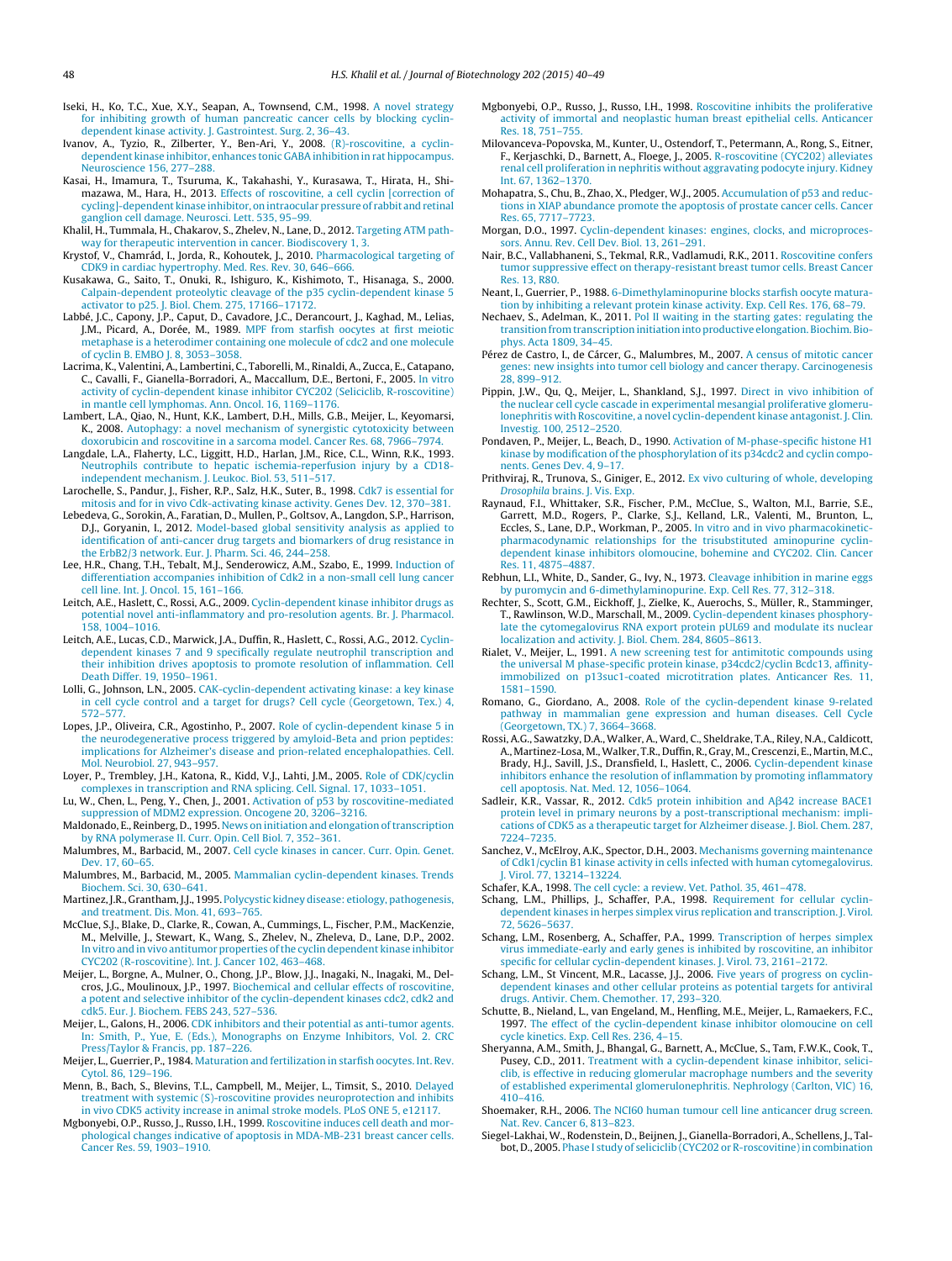Iseki, H., Ko, T.C., Xue, X.Y., Seapan, A., Townsend, C.M., 1998. A novel strategy for inhibiting growth of human pancreatic cancer cells by blocking cyclin-dependent kinase activity. J. Gastrointest. Surg. 2, 36–43.

Ivanov, A., Tyzio, R., Zilberter, Y., Ben-Ari, Y., 2008. (R)-roscovitine, a cyclin-dependent kinase inhibitor, enhances tonic GABA inhibition in rat hippocampus. Neuroscience 156, 277–288.

Kasai, H., Imamura, T., Tsuruma, K., Takahashi, Y., Kurasawa, T., Hirata, H., Shimazawa, M., Hara, H., 2013. Effects of roscovitine, a cell cyclin [correction of cycling]-dependent kinase inhibitor, on intraocular pressure of rabbit and retinal ganglion cell damage. Neurosci. Lett. 535, 95–99.

Khalil, H., Tummala, H., Chakarov, S., Zhelev, N., Lane, D., 2012. Targeting ATM pathway for therapeutic intervention in cancer. Biodiscovery 1, 3.

Krystof, V., Chamrád, I., Jorda, R., Kohoutek, J., 2010. Pharmacological targeting of CDK9 in cardiac hypertrophy. Med. Res. Rev. 30, 646–666.

Kusakawa, G., Saito, T., Onuki, R., Ishiguro, K., Kishimoto, T., Hisanaga, S., 2000. Calpain-dependent proteolytic cleavage of the p35 cyclin-dependent kinase 5 activator to p25. J. Biol. Chem. 275, 17166–17172.

Labbé, J.C., Capony, J.P., Caput, D., Cavadore, J.C., Derancourt, J., Kaghad, M., Lelias, J.M., Picard, A., Dorée, M., 1989. MPF from starfish oocytes at first meiotic metaphase is a heterodimer containing one molecule of cdc2 and one molecule of cyclin B. EMBO J. 8, 3053–3058.

Lacrima, K., Valentini, A., Lambertini, C., Taborelli, M., Rinaldi, A., Zucca, E., Catapano, C., Cavalli, F., Gianella-Borradori, A., Maccallum, D.E., Bertoni, F., 2005. In vitro activity of cyclin-dependent kinase inhibitor CYC202 (Seliciclib, R-roscovitine) in mantle cell lymphomas. Ann. Oncol. 16, 1169–1176.

Lambert, L.A., Qiao, N., Hunt, K.K., Lambert, D.H., Mills, G.B., Meijer, L., Keyomarsi, K., 2008. Autophagy: a novel mechanism of synergistic cytotoxicity between doxorubicin and roscovitine in a sarcoma model. Cancer Res. 68, 7966–7974.

Langdale, L.A., Flaherty, L.C., Liggitt, H.D., Harlan, J.M., Rice, C.L., Winn, R.K., 1993. Neutrophils contribute to hepatic ischemia-reperfusion injury by a CD18-independent mechanism. J. Leukoc. Biol. 53, 511–517.

Larochelle, S., Pandur, J., Fisher, R.P., Salz, H.K., Suter, B., 1998. Cdk7 is essential for mitosis and for in vivo Cdk-activating kinase activity. Genes Dev. 12, 370–381.

Lebedeva, G., Sorokin, A., Faratian, D., Mullen, P., Goltsov, A., Langdon, S.P., Harrison, D.J., Goryanin, I., 2012. Model-based global sensitivity analysis as applied to identification of anti-cancer drug targets and biomarkers of drug resistance in the ErbB2/3 network. Eur. J. Pharm. Sci. 46, 244–258.

Lee, H.R., Chang, T.H., Tebalt, M.J., Senderowicz, A.M., Szabo, E., 1999. Induction of differentiation accompanies inhibition of Cdk2 in a non-small cell lung cancer cell line. Int. J. Oncol. 15, 161–166.

Leitch, A.E., Haslett, C., Rossi, A.G., 2009. Cyclin-dependent kinase inhibitor drugs as potential novel anti-inflammatory and pro-resolution agents. Br. J. Pharmacol. 158, 1004–1016.

Leitch, A.E., Lucas, C.D., Marwick, J.A., Duffin, R., Haslett, C., Rossi, A.G., 2012. Cyclin-dependent kinases 7 and 9 specifically regulate neutrophil transcription and their inhibition drives apoptosis to promote resolution of inflammation. Cell Death Differ. 19, 1950–1961.

Lolli, G., Johnson, L.N., 2005. CAK-cyclin-dependent activating kinase: a key kinase in cell cycle control and a target for drugs? Cell cycle (Georgetown, Tex.) 4, 572–577.

Lopes, J.P., Oliveira, C.R., Agostinho, P., 2007. Role of cyclin-dependent kinase 5 in the neurodegenerative process triggered by amyloid-Beta and prion peptides: implications for Alzheimer's disease and prion-related encephalopathies. Cell. Mol. Neurobiol. 27, 943–957.

Loyer, P., Trembley, J.H., Katona, R., Kidd, V.J., Lahti, J.M., 2005. Role of CDK/cyclin complexes in transcription and RNA splicing. Cell. Signal. 17, 1033–1051.

Lu, W., Chen, L., Peng, Y., Chen, J., 2001. Activation of p53 by roscovitine-mediated suppression of MDM2 expression. Oncogene 20, 3206–3216.

Maldonado, E., Reinberg, D., 1995. News on initiation and elongation of transcription by RNA polymerase II. Curr. Opin. Cell Biol. 7, 352–361.

Malumbres, M., Barbacid, M., 2007. Cell cycle kinases in cancer. Curr. Opin. Genet. Dev. 17, 60–65.

Malumbres, M., Barbacid, M., 2005. Mammalian cyclin-dependent kinases. Trends Biochem. Sci. 30, 630–641.

Martinez, J.R., Grantham, J.J., 1995. Polycystic kidney disease: etiology, pathogenesis, and treatment. Dis. Mon. 41, 693–765.

McClue, S.J., Blake, D., Clarke, R., Cowan, A., Cummings, L., Fischer, P.M., MacKenzie, M., Melville, J., Stewart, K., Wang, S., Zhelev, N., Zheleva, D., Lane, D.P., 2002. In vitro and in vivo antitumor properties of the cyclin dependent kinase inhibitor CYC202 (R-roscovitine). Int. J. Cancer 102, 463–468.

Meijer, L., Borgne, A., Mulner, O., Chong, J.P., Blow, J.J., Inagaki, N., Inagaki, M., Delcros, J.G., Moulinoux, J.P., 1997. Biochemical and cellular effects of roscovitine, a potent and selective inhibitor of the cyclin-dependent kinases cdc2, cdk2 and cdk5. Eur. J. Biochem. FEBS 243, 527–536.

Meijer, L., Galons, H., 2006. CDK inhibitors and their potential as anti-tumor agents. In: Smith, P., Yue, E. (Eds.), Monographs on Enzyme Inhibitors, Vol. 2. CRC Press/Taylor & Francis, pp. 187–226.

Meijer, L., Guerrier, P., 1984. Maturation and fertilization in starfish oocytes. Int. Rev. Cytol. 86, 129–196.

Menn, B., Bach, S., Blevins, T.L., Campbell, M., Meijer, L., Timsit, S., 2010. Delayed treatment with systemic (S)-roscovitine provides neuroprotection and inhibits in vivo CDK5 activity increase in animal stroke models. PLoS ONE 5, e12117.

Mgbonyebi, O.P., Russo, J., Russo, I.H., 1999. Roscovitine induces cell death and morphological changes indicative of apoptosis in MDA-MB-231 breast cancer cells. Cancer Res. 59, 1903–1910.

Mgbonyebi, O.P., Russo, J., Russo, I.H., 1998. Roscovitine inhibits the proliferative activity of immortal and neoplastic human breast epithelial cells. Anticancer Res. 18, 751–755.

Milovanceva-Popovska, M., Kunter, U., Ostendorf, T., Petermann, A., Rong, S., Eitner, F., Kerjaschki, D., Barnett, A., Floege, J., 2005. R-roscovitine (CYC202) alleviates renal cell proliferation in nephritis without aggravating podocyte injury. Kidney Int. 67, 1362–1370.

Mohapatra, S., Chu, B., Zhao, X., Pledger, W.J., 2005. Accumulation of p53 and reductions in XIAP abundance promote the apoptosis of prostate cancer cells. Cancer Res. 65, 7717–7723.

Morgan, D.O., 1997. Cyclin-dependent kinases: engines, clocks, and microprocessors. Annu. Rev. Cell Dev. Biol. 13, 261–291.

Nair, B.C., Vallabhaneni, S., Tekmal, R.R., Vadlamudi, R.K., 2011. Roscovitine confers tumor suppressive effect on therapy-resistant breast tumor cells. Breast Cancer Res. 13, R80.

Neant, I., Guerrier, P., 1988. 6-Dimethylaminopurine blocks starfish oocyte maturation by inhibiting a relevant protein kinase activity. Exp. Cell Res. 176, 68–79.

Nechaev, S., Adelman, K., 2011. Pol II waiting in the starting gates: regulating the transition from transcription initiation into productive elongation. Biochim. Biophys. Acta 1809, 34–45.

Pérez de Castro, I., de Cárcer, G., Malumbres, M., 2007. A census of mitotic cancer genes: new insights into tumor cell biology and cancer therapy. Carcinogenesis 28, 899–912.

Pippin, J.W., Qu, Q., Meijer, L., Shankland, S.J., 1997. Direct in vivo inhibition of the nuclear cell cycle cascade in experimental mesangial proliferative glomerulonephritis with Roscovitine, a novel cyclin-dependent kinase antagonist. J. Clin. Investig. 100, 2512–2520.

Pondaven, P., Meijer, L., Beach, D., 1990. Activation of M-phase-specific histone H1 kinase by modification of the phosphorylation of its p34cdc2 and cyclin components. Genes Dev. 4, 9–17.

Prithviraj, R., Trunova, S., Giniger, E., 2012. Ex vivo culturing of whole, developing *Drosophila* brains. J. Vis. Exp.

Raynaud, F.I., Whittaker, S.R., Fischer, P.M., McClue, S., Walton, M.I., Barrie, S.E., Garrett, M.D., Rogers, P., Clarke, S.J., Kelland, L.R., Valenti, M., Brunton, L., Eccles, S., Lane, D.P., Workman, P., 2005. In vitro and in vivo pharmacokinetic-pharmacodynamic relationships for the trisubstituted aminopurine cyclin-dependent kinase inhibitors olomoucine, bohemine and CYC202. Clin. Cancer Res. 11, 4875–4887.

Rebhun, L.I., White, D., Sander, G., Ivy, N., 1973. Cleavage inhibition in marine eggs by puromycin and 6-dimethylaminopurine. Exp. Cell Res. 77, 312–318.

Rechter, S., Scott, G.M., Eickhoff, J., Zielke, K., Auerochs, S., Müller, R., Stamminger, T., Rawlinson, W.D., Marschall, M., 2009. Cyclin-dependent kinases phosphorylate the cytomegalovirus RNA export protein pUL69 and modulate its nuclear localization and activity. J. Biol. Chem. 284, 8605–8613.

Rialet, V., Meijer, L., 1991. A new screening test for antimitotic compounds using the universal M phase-specific protein kinase, p34cdc2/cyclin Bcdc13, affinity-immobilized on p13suc1-coated microtitration plates. Anticancer Res. 11, 1581–1590.

Romano, G., Giordano, A., 2008. Role of the cyclin-dependent kinase 9-related pathway in mammalian gene expression and human diseases. Cell Cycle (Georgetown, TX.) 7, 3664–3668.

Rossi, A.G., Sawatzky, D.A., Walker, A., Ward, C., Sheldrake, T.A., Riley, N.A., Caldicott, A., Martinez-Losa, M., Walker, T.R., Duffin, R., Gray, M., Crescenzi, E., Martin, M.C., Brady, H.J., Savill, J.S., Dransfield, I., Haslett, C., 2006. Cyclin-dependent kinase inhibitors enhance the resolution of inflammation by promoting inflammatory cell apoptosis. Nat. Med. 12, 1056–1064.

Sadleir, K.R., Vassar, R., 2012. Cdk5 protein inhibition and Aβ42 increase BACE1 protein level in primary neurons by a post-transcriptional mechanism: implications of CDK5 as a therapeutic target for Alzheimer disease. J. Biol. Chem. 287, 7224–7235.

Sanchez, V., McElroy, A.K., Spector, D.H., 2003. Mechanisms governing maintenance of Cdk1/cyclin B1 kinase activity in cells infected with human cytomegalovirus. J. Virol. 77, 13214–13224.

Schafer, K.A., 1998. The cell cycle: a review. Vet. Pathol. 35, 461–478.

Schang, L.M., Phillips, J., Schaffer, P.A., 1998. Requirement for cellular cyclin-dependent kinases in herpes simplex virus replication and transcription. J. Virol. 72, 5626–5637.

Schang, L.M., Rosenberg, A., Schaffer, P.A., 1999. Transcription of herpes simplex virus immediate-early and early genes is inhibited by roscovitine, an inhibitor specific for cellular cyclin-dependent kinases. J. Virol. 73, 2161–2172.

Schang, L.M., St Vincent, M.R., Lacasse, J.J., 2006. Five years of progress on cyclin-dependent kinases and other cellular proteins as potential targets for antiviral drugs. Antivir. Chem. Chemother. 17, 293–320.

Schutte, B., Nieland, L., van Engeland, M., Henfling, M.E., Meijer, L., Ramaekers, F.C., 1997. The effect of the cyclin-dependent kinase inhibitor olomoucine on cell cycle kinetics. Exp. Cell Res. 236, 4–15.

Sheryanna, A.M., Smith, J., Bhangal, G., Barnett, A., McClue, S., Tam, F.W.K., Cook, T., Pusey, C.D., 2011. Treatment with a cyclin-dependent kinase inhibitor, seliciclib, is effective in reducing glomerular macrophage numbers and the severity of established experimental glomerulonephritis. Nephrology (Carlton, VIC) 16, 410–416.

Shoemaker, R.H., 2006. The NCI60 human tumour cell line anticancer drug screen. Nat. Rev. Cancer 6, 813–823.

Siegel-Lakhai, W., Rodenstein, D., Beijnen, J., Gianella-Borradori, A., Schellens, J., Talbot, D., 2005. Phase I study of seliciclib (CYC202 or R-roscovitine) in combination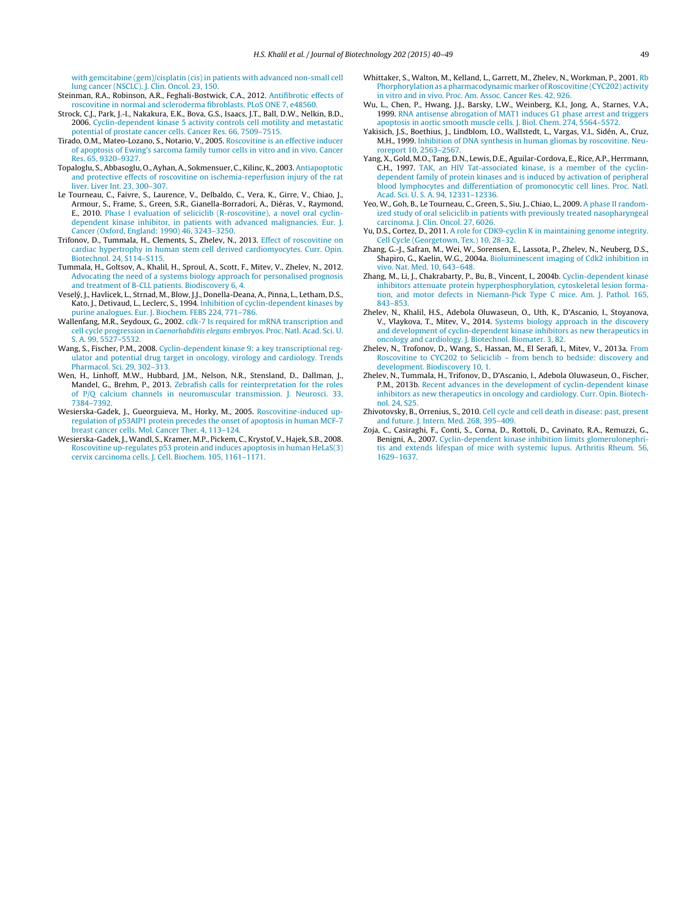with gemcitabine (gem)/cisplatin (cis) in patients with advanced non-small cell lung cancer (NSCLC). J. Clin. Oncol. 23, 150.

Steinman, R.A., Robinson, A.R., Feghali-Bostwick, C.A., 2012. Antifibrotic effects of roscovitine in normal and scleroderma fibroblasts. PLoS ONE 7, e48560.

Strock, C.J., Park, J.-I., Nakakura, E.K., Bova, G.S., Isaacs, J.T., Ball, D.W., Nelkin, B.D., 2006. Cyclin-dependent kinase 5 activity controls cell motility and metastatic potential of prostate cancer cells. Cancer Res. 66, 7509–7515.

Tirado, O.M., Mateo-Lozano, S., Notario, V., 2005. Roscovitine is an effective inducer of apoptosis of Ewing's sarcoma family tumor cells in vitro and in vivo. Cancer Res. 65, 9320–9327.

Topaloglu, S., Abbasoglu, O., Ayhan, A., Sokmensuer, C., Kilinc, K., 2003. Antiapoptotic and protective effects of roscovitine on ischemia-reperfusion injury of the rat liver. Liver Int. 23, 300–307.

Le Tourneau, C., Faivre, S., Laurence, V., Delbaldo, C., Vera, K., Girre, V., Chiao, J., Armour, S., Frame, S., Green, S.R., Gianella-Borradori, A., Diéras, V., Raymond, E., 2010. Phase I evaluation of seliciclib (R-roscovitine), a novel oral cyclin-dependent kinase inhibitor, in patients with advanced malignancies. Eur. J. Cancer (Oxford, England: 1990) 46, 3243–3250.

Trifonov, D., Tummala, H., Clements, S., Zhelev, N., 2013. Effect of roscovitine on cardiac hypertrophy in human stem cell derived cardiomyocytes. Curr. Opin. Biotechnol. 24, S114–S115.

Tummala, H., Goltsov, A., Khalil, H., Sproul, A., Scott, F., Mitev, V., Zhelev, N., 2012. Advocating the need of a systems biology approach for personalised prognosis and treatment of B-CLL patients. Biodiscovery 6, 4.

Veselý, J., Havlicek, L., Strnad, M., Blow, J.J., Donella-Deana, A., Pinna, L., Letham, D.S., Kato, J., Detivaud, L., Leclerc, S., 1994. Inhibition of cyclin-dependent kinases by purine analogues. Eur. J. Biochem. FEBS 224, 771–786.

Wallenfang, M.R., Seydoux, G., 2002. cdk-7 Is required for mRNA transcription and cell cycle progression in *Caenorhabditis elegans* embryos. Proc. Natl. Acad. Sci. U. S. A. 99, 5527–5532.

Wang, S., Fischer, P.M., 2008. Cyclin-dependent kinase 9: a key transcriptional regulator and potential drug target in oncology, virology and cardiology. Trends Pharmacol. Sci. 29, 302–313.

Wen, H., Linhoff, M.W., Hubbard, J.M., Nelson, N.R., Stensland, D., Dallman, J., Mandel, G., Brehm, P., 2013. Zebrafish calls for reinterpretation for the roles of P/Q calcium channels in neuromuscular transmission. J. Neurosci. 33, 7384–7392.

Wesierska-Gadek, J., Gueorguieva, M., Horky, M., 2005. Roscovitine-induced up-regulation of p53AIP1 protein precedes the onset of apoptosis in human MCF-7 breast cancer cells. Mol. Cancer Ther. 4, 113–124.

Wesierska-Gadek, J., Wandl, S., Kramer, M.P., Pickem, C., Krystof, V., Hajek, S.B., 2008. Roscovitine up-regulates p53 protein and induces apoptosis in human HeLaS(3) cervix carcinoma cells. J. Cell. Biochem. 105, 1161–1171.

Whittaker, S., Walton, M., Kelland, L., Garrett, M., Zhelev, N., Workman, P., 2001. Rb Phorphorylation as a pharmacodynamic marker of Roscovitine (CYC202) activity in vitro and in vivo. Proc. Am. Assoc. Cancer Res. 42, 926.

Wu, L., Chen, P., Hwang, J.J., Barsky, L.W., Weinberg, K.I., Jong, A., Starnes, V.A., 1999. RNA antisense abrogation of MAT1 induces G1 phase arrest and triggers apoptosis in aortic smooth muscle cells. J. Biol. Chem. 274, 5564–5572.

Yakisich, J.S., Boethius, J., Lindblom, I.O., Wallstedt, L., Vargas, V.I., Sidén, A., Cruz, M.H., 1999. Inhibition of DNA synthesis in human gliomas by roscovitine. Neuroreport 10, 2563–2567.

Yang, X., Gold, M.O., Tang, D.N., Lewis, D.E., Aguilar-Cordova, E., Rice, A.P., Herrmann, C.H., 1997. TAK, an HIV Tat-associated kinase, is a member of the cyclin-dependent family of protein kinases and is induced by activation of peripheral blood lymphocytes and differentiation of promonocytic cell lines. Proc. Natl. Acad. Sci. U. S. A. 94, 12331–12336.

Yeo, W., Goh, B., Le Tourneau, C., Green, S., Siu, J., Chiao, L., 2009. A phase II randomized study of oral seliciclib in patients with previously treated nasopharyngeal carcinoma. J. Clin. Oncol. 27, 6026.

Yu, D.S., Cortez, D., 2011. A role for CDK9-cyclin K in maintaining genome integrity. Cell Cycle (Georgetown, Tex.) 10, 28–32.

Zhang, G.-J., Safran, M., Wei, W., Sorensen, E., Lassota, P., Zhelev, N., Neuberg, D.S., Shapiro, G., Kaelin, W.G., 2004a. Bioluminescent imaging of Cdk2 inhibition in vivo. Nat. Med. 10, 643–648.

Zhang, M., Li, J., Chakrabarty, P., Bu, B., Vincent, I., 2004b. Cyclin-dependent kinase inhibitors attenuate protein hyperphosphorylation, cytoskeletal lesion formation, and motor defects in Niemann-Pick Type C mice. Am. J. Pathol. 165, 843–853.

Zhelev, N., Khalil, H.S., Adebola Oluwaseun, O., Uth, K., D'Ascanio, I., Stoyanova, V., Vlaykova, T., Mitev, V., 2014. Systems biology approach in the discovery and development of cyclin-dependent kinase inhibitors as new therapeutics in oncology and cardiology. J. Biotechnol. Biomater. 3, 82.

Zhelev, N., Trofonov, D., Wang, S., Hassan, M., El Serafi, I., Mitev, V., 2013a. From Roscovitine to CYC202 to Seliciclib – from bench to bedside: discovery and development. Biodiscovery 10, 1.

Zhelev, N., Tummala, H., Trifonov, D., D'Ascanio, I., Adebola Oluwaseun, O., Fischer, P.M., 2013b. Recent advances in the development of cyclin-dependent kinase inhibitors as new therapeutics in oncology and cardiology. Curr. Opin. Biotechnol. 24, S25.

Zhivotovsky, B., Orrenius, S., 2010. Cell cycle and cell death in disease: past, present and future. J. Intern. Med. 268, 395–409.

Zoja, C., Casiraghi, F., Conti, S., Corna, D., Rottoli, D., Cavinato, R.A., Remuzzi, G., Benigni, A., 2007. Cyclin-dependent kinase inhibition limits glomerulonephritis and extends lifespan of mice with systemic lupus. Arthritis Rheum. 56, 1629–1637.